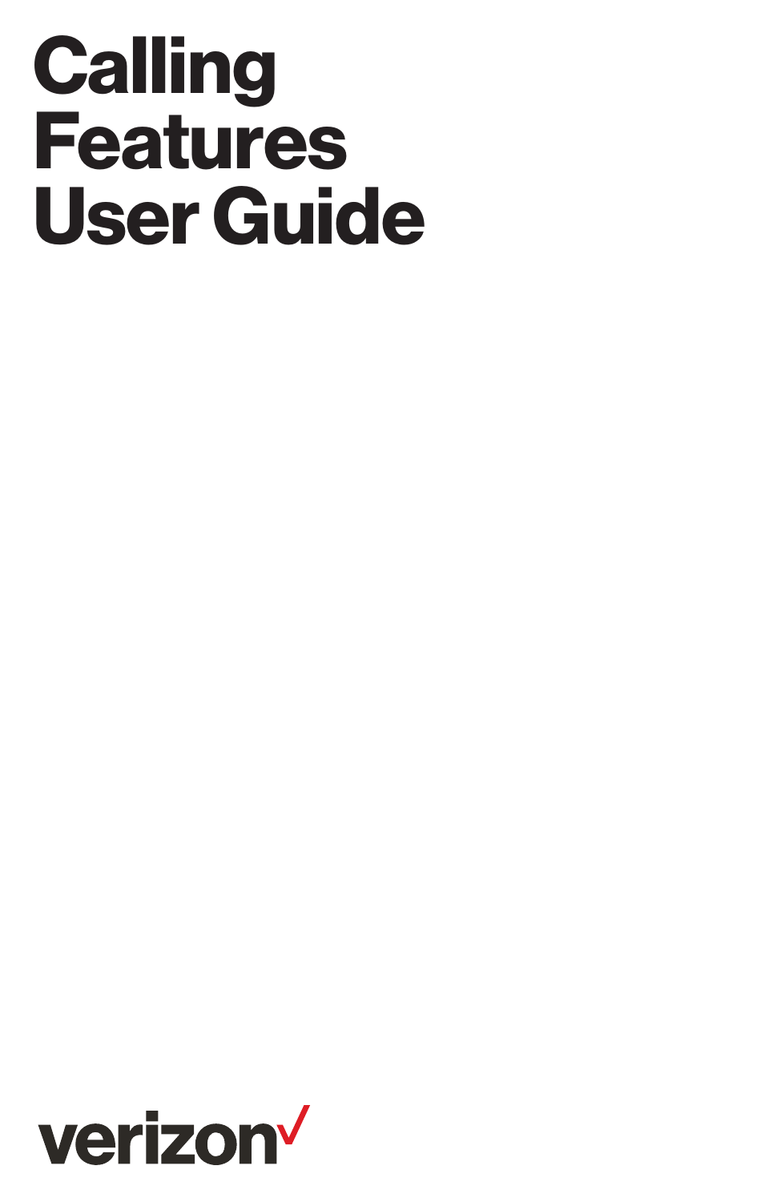# Calling Features User Guide

verizon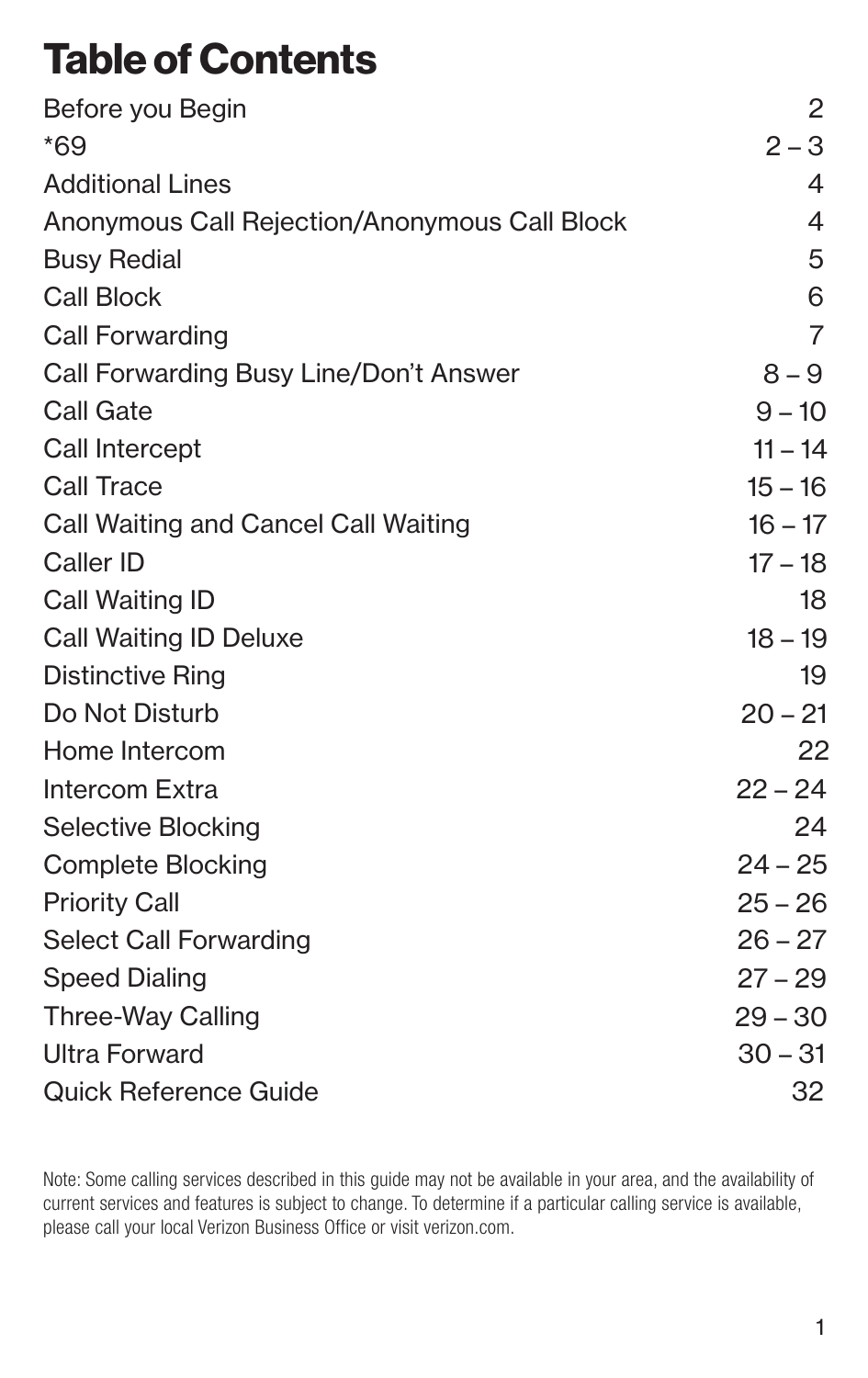# Table of Contents

| | |
|---|---|
| Before you Begin | 2 |
| *69 | 2 – 3 |
| Additional Lines | 4 |
| Anonymous Call Rejection/Anonymous Call Block | 4 |
| Busy Redial | 5 |
| Call Block | 6 |
| Call Forwarding | 7 |
| Call Forwarding Busy Line/Don't Answer | 8 – 9 |
| Call Gate | 9 – 10 |
| Call Intercept | 11 – 14 |
| Call Trace | 15 – 16 |
| Call Waiting and Cancel Call Waiting | 16 – 17 |
| Caller ID | 17 – 18 |
| Call Waiting ID | 18 |
| Call Waiting ID Deluxe | 18 – 19 |
| Distinctive Ring | 19 |
| Do Not Disturb | 20 – 21 |
| Home Intercom | 22 |
| Intercom Extra | 22 – 24 |
| Selective Blocking | 24 |
| Complete Blocking | 24 – 25 |
| Priority Call | 25 – 26 |
| Select Call Forwarding | 26 – 27 |
| Speed Dialing | 27 – 29 |
| Three-Way Calling | 29 – 30 |
| Ultra Forward | 30 – 31 |
| Quick Reference Guide | 32 |

Note: Some calling services described in this guide may not be available in your area, and the availability of current services and features is subject to change. To determine if a particular calling service is available, please call your local Verizon Business Office or visit verizon.com.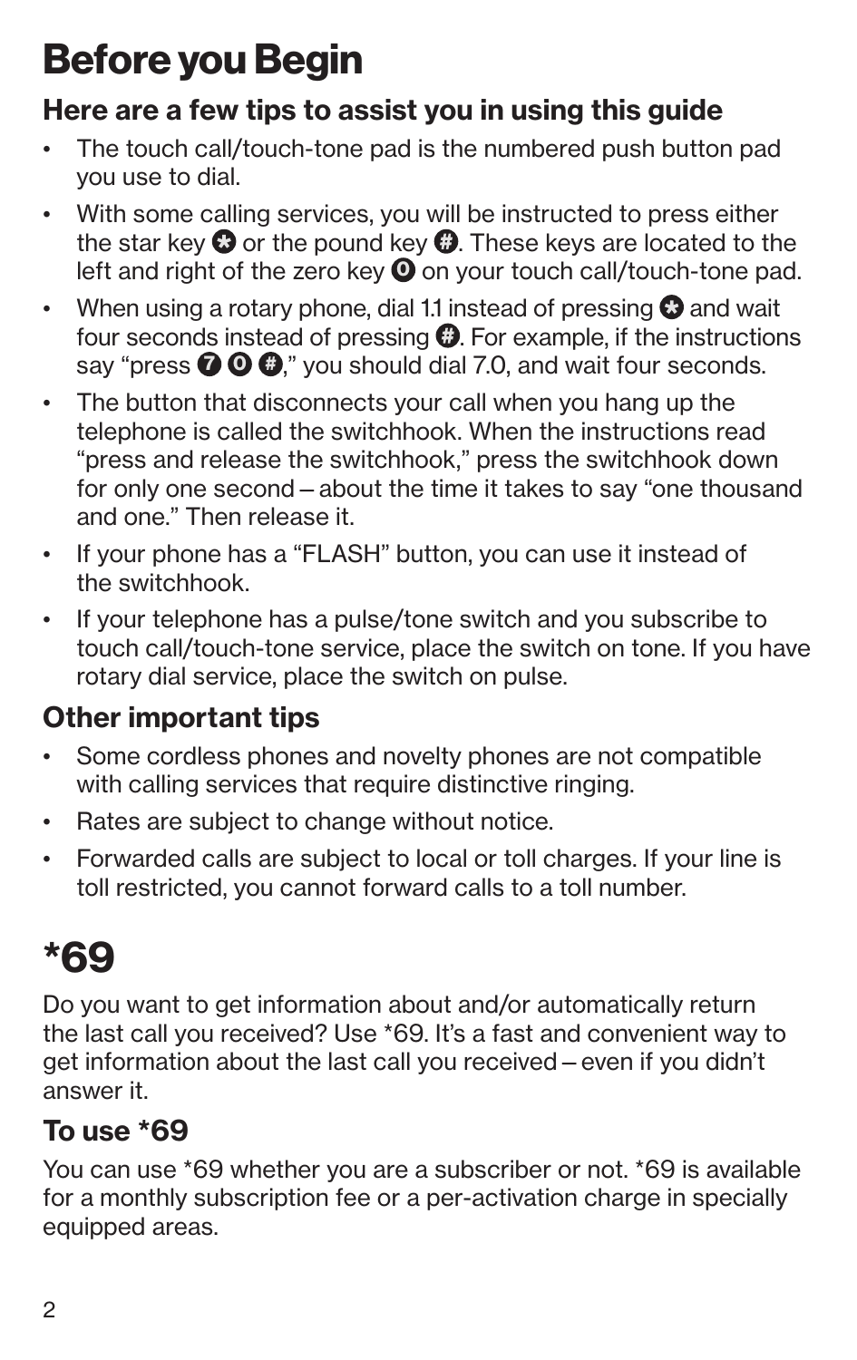# Before you Begin

## Here are a few tips to assist you in using this guide

- The touch call/touch-tone pad is the numbered push button pad you use to dial.
- With some calling services, you will be instructed to press either the star key * or the pound key #. These keys are located to the left and right of the zero key 0 on your touch call/touch-tone pad.
- When using a rotary phone, dial 1.1 instead of pressing * and wait four seconds instead of pressing #. For example, if the instructions say "press 7 0 #," you should dial 7.0, and wait four seconds.
- The button that disconnects your call when you hang up the telephone is called the switchhook. When the instructions read "press and release the switchhook," press the switchhook down for only one second – about the time it takes to say "one thousand and one." Then release it.
- If your phone has a "FLASH" button, you can use it instead of the switchhook.
- If your telephone has a pulse/tone switch and you subscribe to touch call/touch-tone service, place the switch on tone. If you have rotary dial service, place the switch on pulse.

## Other important tips

- Some cordless phones and novelty phones are not compatible with calling services that require distinctive ringing.
- Rates are subject to change without notice.
- Forwarded calls are subject to local or toll charges. If your line is toll restricted, you cannot forward calls to a toll number.

# *69

Do you want to get information about and/or automatically return the last call you received? Use *69. It's a fast and convenient way to get information about the last call you received – even if you didn't answer it.

## To use *69

You can use *69 whether you are a subscriber or not. *69 is available for a monthly subscription fee or a per-activation charge in specially equipped areas.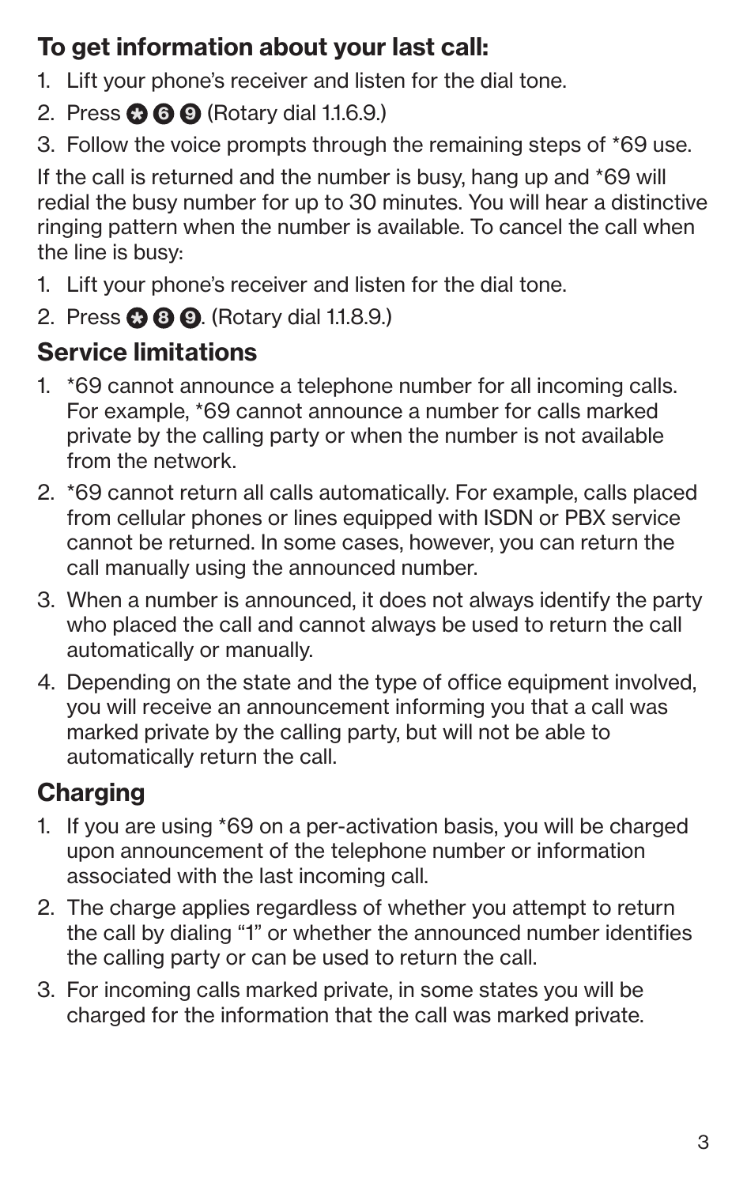**To get information about your last call:**

1. Lift your phone's receiver and listen for the dial tone.
2. Press * 6 9 (Rotary dial 1.1.6.9.)
3. Follow the voice prompts through the remaining steps of *69 use.

If the call is returned and the number is busy, hang up and *69 will redial the busy number for up to 30 minutes. You will hear a distinctive ringing pattern when the number is available. To cancel the call when the line is busy:

1. Lift your phone's receiver and listen for the dial tone.
2. Press * 8 9. (Rotary dial 1.1.8.9.)

## Service limitations

1. *69 cannot announce a telephone number for all incoming calls. For example, *69 cannot announce a number for calls marked private by the calling party or when the number is not available from the network.
2. *69 cannot return all calls automatically. For example, calls placed from cellular phones or lines equipped with ISDN or PBX service cannot be returned. In some cases, however, you can return the call manually using the announced number.
3. When a number is announced, it does not always identify the party who placed the call and cannot always be used to return the call automatically or manually.
4. Depending on the state and the type of office equipment involved, you will receive an announcement informing you that a call was marked private by the calling party, but will not be able to automatically return the call.

## Charging

1. If you are using *69 on a per-activation basis, you will be charged upon announcement of the telephone number or information associated with the last incoming call.
2. The charge applies regardless of whether you attempt to return the call by dialing "1" or whether the announced number identifies the calling party or can be used to return the call.
3. For incoming calls marked private, in some states you will be charged for the information that the call was marked private.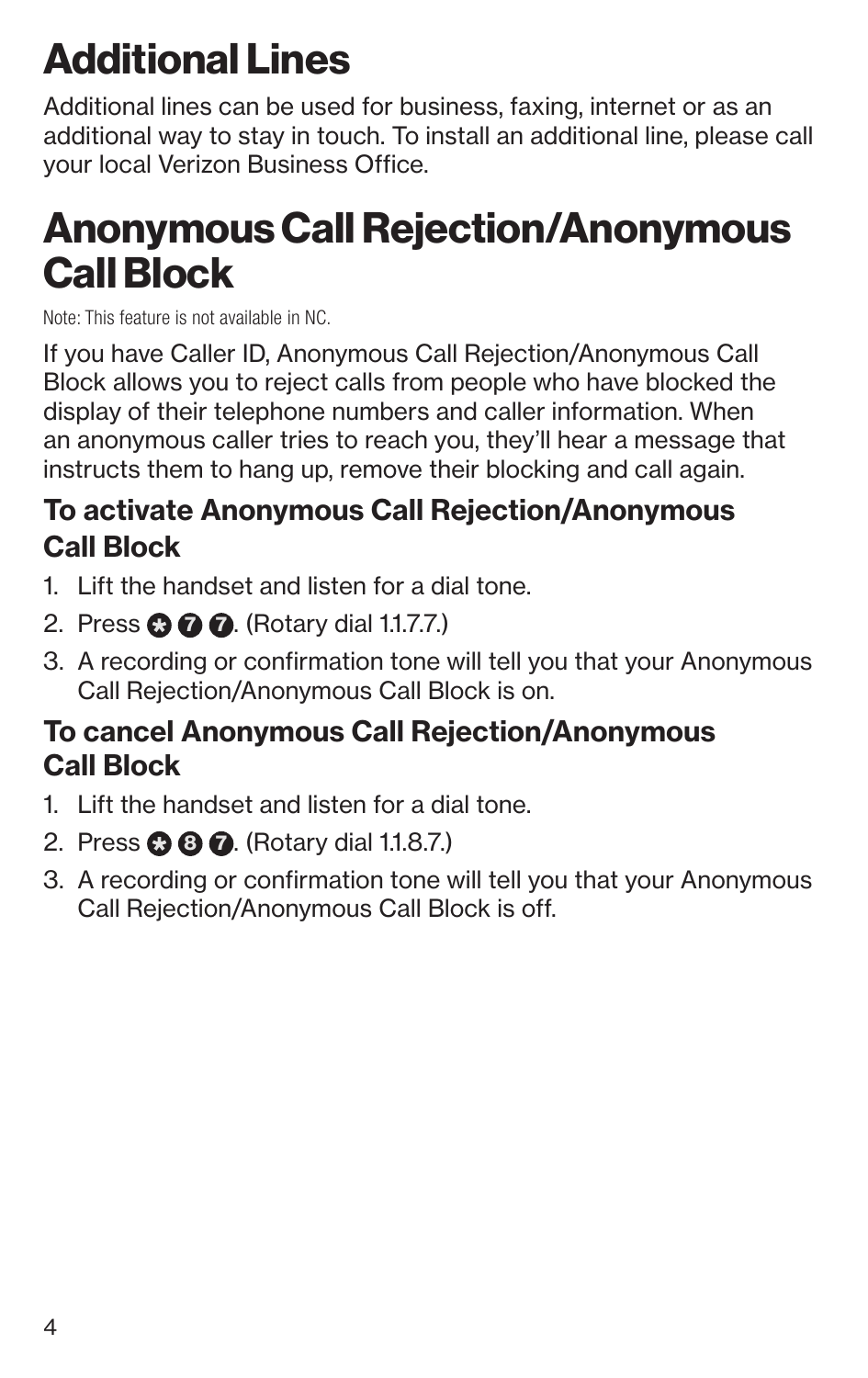# Additional Lines

Additional lines can be used for business, faxing, internet or as an additional way to stay in touch. To install an additional line, please call your local Verizon Business Office.

# Anonymous Call Rejection/Anonymous Call Block

Note: This feature is not available in NC.

If you have Caller ID, Anonymous Call Rejection/Anonymous Call Block allows you to reject calls from people who have blocked the display of their telephone numbers and caller information. When an anonymous caller tries to reach you, they'll hear a message that instructs them to hang up, remove their blocking and call again.

### To activate Anonymous Call Rejection/Anonymous Call Block

1. Lift the handset and listen for a dial tone.
2. Press * 7 7. (Rotary dial 1.1.7.7.)
3. A recording or confirmation tone will tell you that your Anonymous Call Rejection/Anonymous Call Block is on.

### To cancel Anonymous Call Rejection/Anonymous Call Block

1. Lift the handset and listen for a dial tone.
2. Press * 8 7. (Rotary dial 1.1.8.7.)
3. A recording or confirmation tone will tell you that your Anonymous Call Rejection/Anonymous Call Block is off.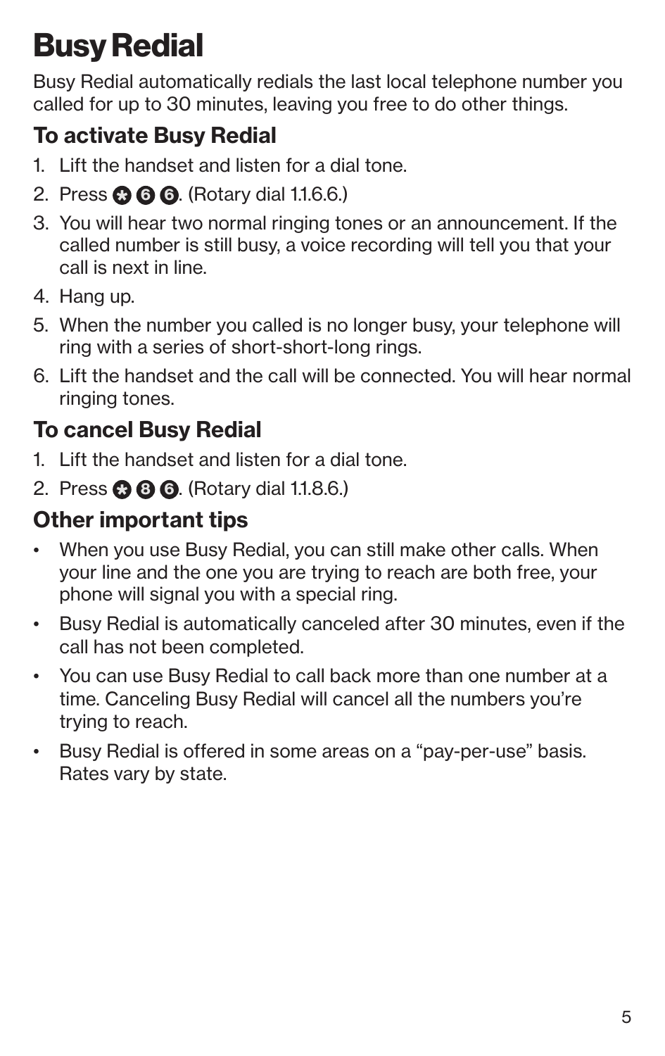# Busy Redial

Busy Redial automatically redials the last local telephone number you called for up to 30 minutes, leaving you free to do other things.

## To activate Busy Redial

1. Lift the handset and listen for a dial tone.
2. Press * 6 6. (Rotary dial 1.1.6.6.)
3. You will hear two normal ringing tones or an announcement. If the called number is still busy, a voice recording will tell you that your call is next in line.
4. Hang up.
5. When the number you called is no longer busy, your telephone will ring with a series of short-short-long rings.
6. Lift the handset and the call will be connected. You will hear normal ringing tones.

## To cancel Busy Redial

1. Lift the handset and listen for a dial tone.
2. Press * 8 6. (Rotary dial 1.1.8.6.)

## Other important tips

- When you use Busy Redial, you can still make other calls. When your line and the one you are trying to reach are both free, your phone will signal you with a special ring.
- Busy Redial is automatically canceled after 30 minutes, even if the call has not been completed.
- You can use Busy Redial to call back more than one number at a time. Canceling Busy Redial will cancel all the numbers you're trying to reach.
- Busy Redial is offered in some areas on a "pay-per-use" basis. Rates vary by state.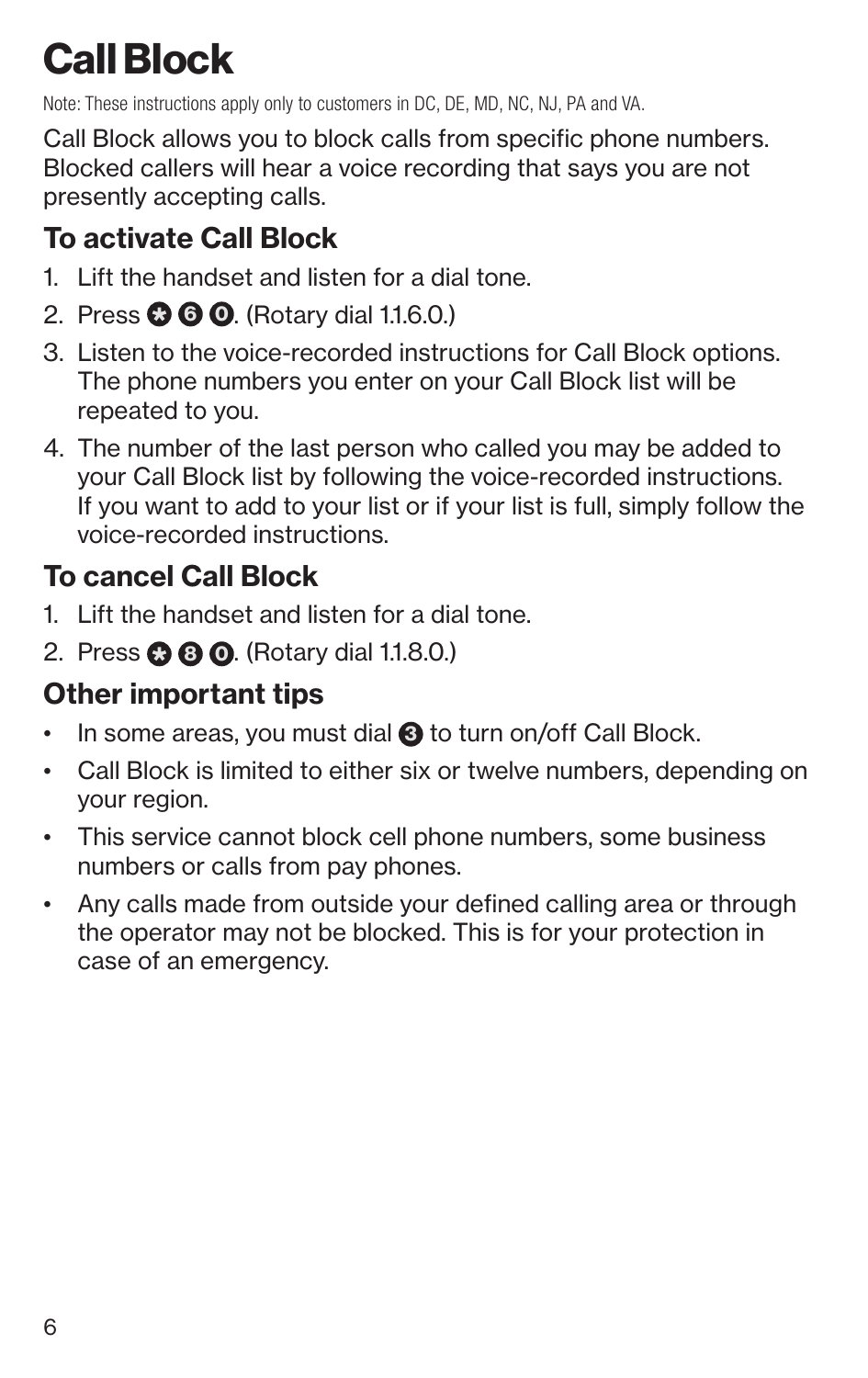# Call Block

Note: These instructions apply only to customers in DC, DE, MD, NC, NJ, PA and VA.

Call Block allows you to block calls from specific phone numbers. Blocked callers will hear a voice recording that says you are not presently accepting calls.

## To activate Call Block

1. Lift the handset and listen for a dial tone.
2. Press * 6 0. (Rotary dial 1.1.6.0.)
3. Listen to the voice-recorded instructions for Call Block options. The phone numbers you enter on your Call Block list will be repeated to you.
4. The number of the last person who called you may be added to your Call Block list by following the voice-recorded instructions. If you want to add to your list or if your list is full, simply follow the voice-recorded instructions.

## To cancel Call Block

1. Lift the handset and listen for a dial tone.
2. Press * 8 0. (Rotary dial 1.1.8.0.)

## Other important tips

- In some areas, you must dial 3 to turn on/off Call Block.
- Call Block is limited to either six or twelve numbers, depending on your region.
- This service cannot block cell phone numbers, some business numbers or calls from pay phones.
- Any calls made from outside your defined calling area or through the operator may not be blocked. This is for your protection in case of an emergency.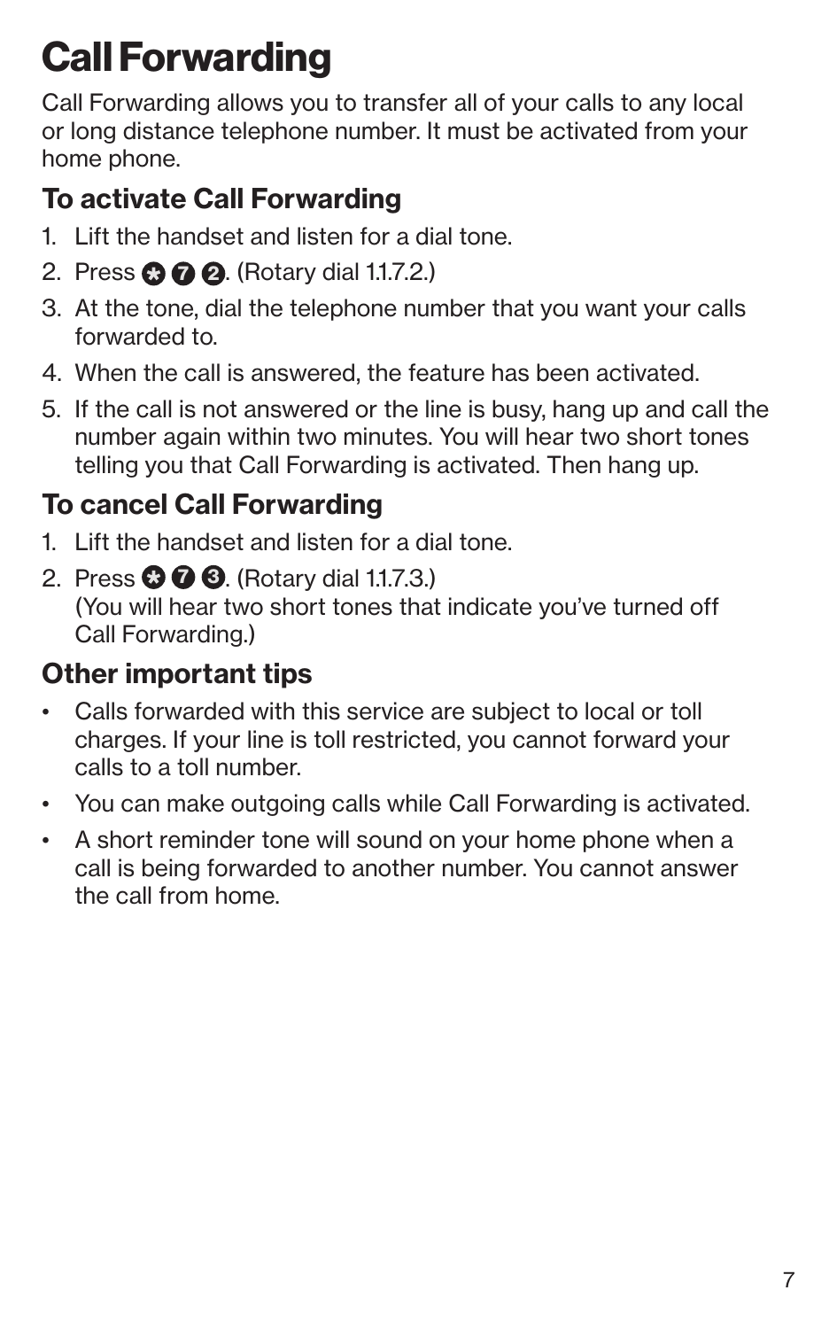# Call Forwarding

Call Forwarding allows you to transfer all of your calls to any local or long distance telephone number. It must be activated from your home phone.

## To activate Call Forwarding

1. Lift the handset and listen for a dial tone.
2. Press * 7 2. (Rotary dial 1.1.7.2.)
3. At the tone, dial the telephone number that you want your calls forwarded to.
4. When the call is answered, the feature has been activated.
5. If the call is not answered or the line is busy, hang up and call the number again within two minutes. You will hear two short tones telling you that Call Forwarding is activated. Then hang up.

## To cancel Call Forwarding

1. Lift the handset and listen for a dial tone.
2. Press * 7 3. (Rotary dial 1.1.7.3.)
   (You will hear two short tones that indicate you've turned off Call Forwarding.)

## Other important tips

- Calls forwarded with this service are subject to local or toll charges. If your line is toll restricted, you cannot forward your calls to a toll number.
- You can make outgoing calls while Call Forwarding is activated.
- A short reminder tone will sound on your home phone when a call is being forwarded to another number. You cannot answer the call from home.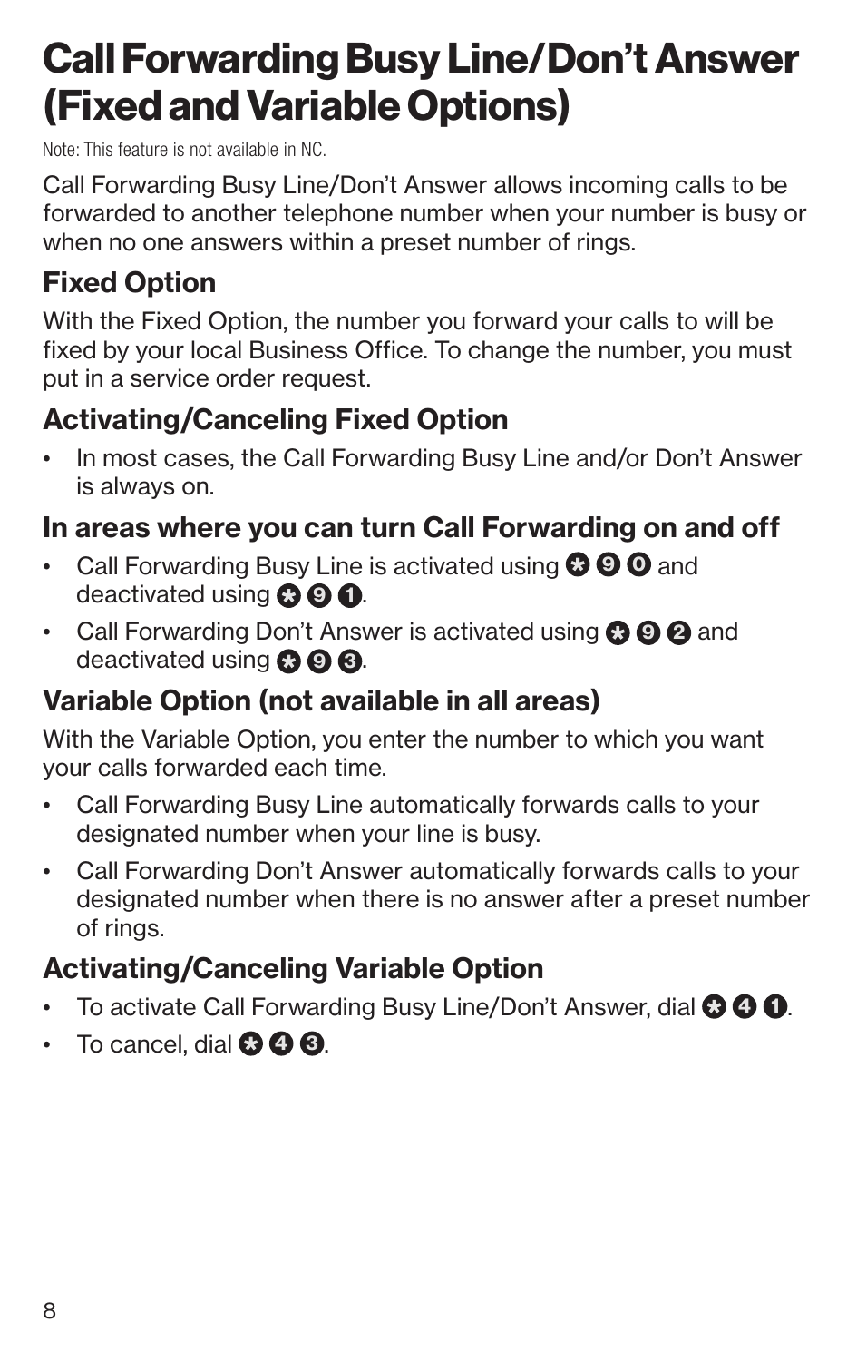# Call Forwarding Busy Line/Don't Answer (Fixed and Variable Options)

Note: This feature is not available in NC.

Call Forwarding Busy Line/Don't Answer allows incoming calls to be forwarded to another telephone number when your number is busy or when no one answers within a preset number of rings.

## Fixed Option

With the Fixed Option, the number you forward your calls to will be fixed by your local Business Office. To change the number, you must put in a service order request.

## Activating/Canceling Fixed Option

- In most cases, the Call Forwarding Busy Line and/or Don't Answer is always on.

## In areas where you can turn Call Forwarding on and off

- Call Forwarding Busy Line is activated using *90 and deactivated using *91.
- Call Forwarding Don't Answer is activated using *92 and deactivated using *93.

## Variable Option (not available in all areas)

With the Variable Option, you enter the number to which you want your calls forwarded each time.

- Call Forwarding Busy Line automatically forwards calls to your designated number when your line is busy.
- Call Forwarding Don't Answer automatically forwards calls to your designated number when there is no answer after a preset number of rings.

## Activating/Canceling Variable Option

- To activate Call Forwarding Busy Line/Don't Answer, dial *41.
- To cancel, dial *43.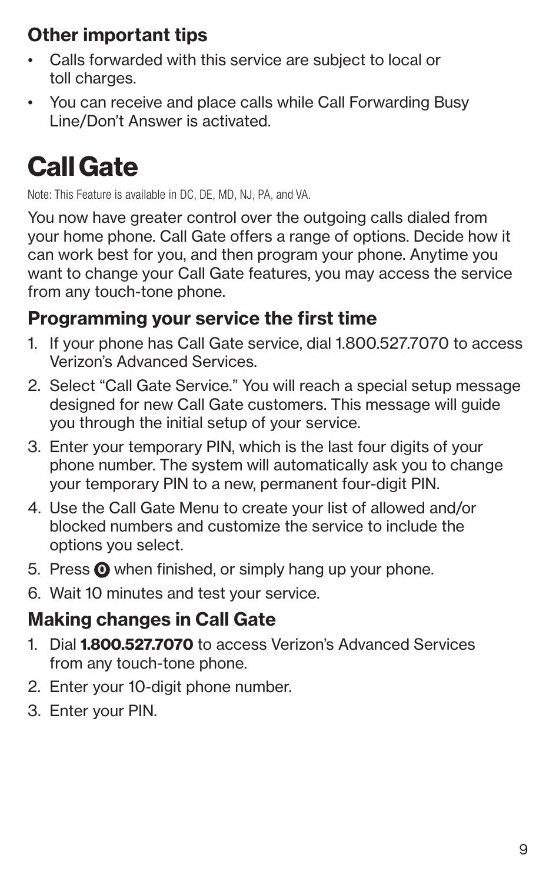### Other important tips

- Calls forwarded with this service are subject to local or toll charges.
- You can receive and place calls while Call Forwarding Busy Line/Don't Answer is activated.

# Call Gate

Note: This Feature is available in DC, DE, MD, NJ, PA, and VA.

You now have greater control over the outgoing calls dialed from your home phone. Call Gate offers a range of options. Decide how it can work best for you, and then program your phone. Anytime you want to change your Call Gate features, you may access the service from any touch-tone phone.

### Programming your service the first time

1. If your phone has Call Gate service, dial 1.800.527.7070 to access Verizon's Advanced Services.
2. Select "Call Gate Service." You will reach a special setup message designed for new Call Gate customers. This message will guide you through the initial setup of your service.
3. Enter your temporary PIN, which is the last four digits of your phone number. The system will automatically ask you to change your temporary PIN to a new, permanent four-digit PIN.
4. Use the Call Gate Menu to create your list of allowed and/or blocked numbers and customize the service to include the options you select.
5. Press 0 when finished, or simply hang up your phone.
6. Wait 10 minutes and test your service.

### Making changes in Call Gate

1. Dial **1.800.527.7070** to access Verizon's Advanced Services from any touch-tone phone.
2. Enter your 10-digit phone number.
3. Enter your PIN.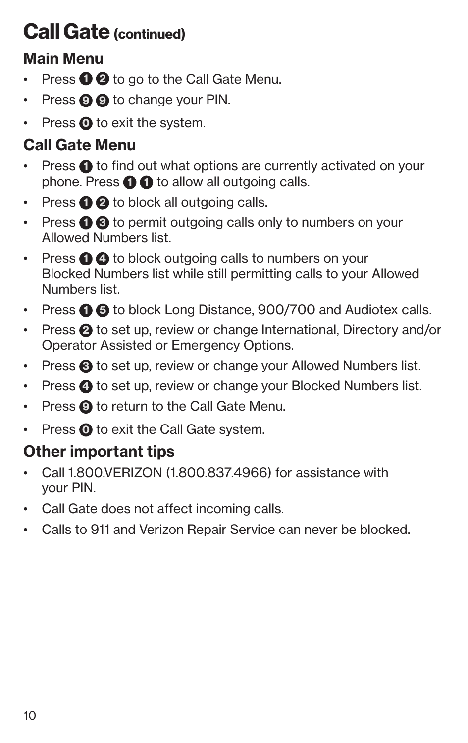# Call Gate (continued)

## Main Menu

- Press 1 2 to go to the Call Gate Menu.
- Press 9 9 to change your PIN.
- Press 0 to exit the system.

## Call Gate Menu

- Press 1 to find out what options are currently activated on your phone. Press 1 1 to allow all outgoing calls.
- Press 1 2 to block all outgoing calls.
- Press 1 3 to permit outgoing calls only to numbers on your Allowed Numbers list.
- Press 1 4 to block outgoing calls to numbers on your Blocked Numbers list while still permitting calls to your Allowed Numbers list.
- Press 1 5 to block Long Distance, 900/700 and Audiotex calls.
- Press 2 to set up, review or change International, Directory and/or Operator Assisted or Emergency Options.
- Press 3 to set up, review or change your Allowed Numbers list.
- Press 4 to set up, review or change your Blocked Numbers list.
- Press 9 to return to the Call Gate Menu.
- Press 0 to exit the Call Gate system.

## Other important tips

- Call 1.800.VERIZON (1.800.837.4966) for assistance with your PIN.
- Call Gate does not affect incoming calls.
- Calls to 911 and Verizon Repair Service can never be blocked.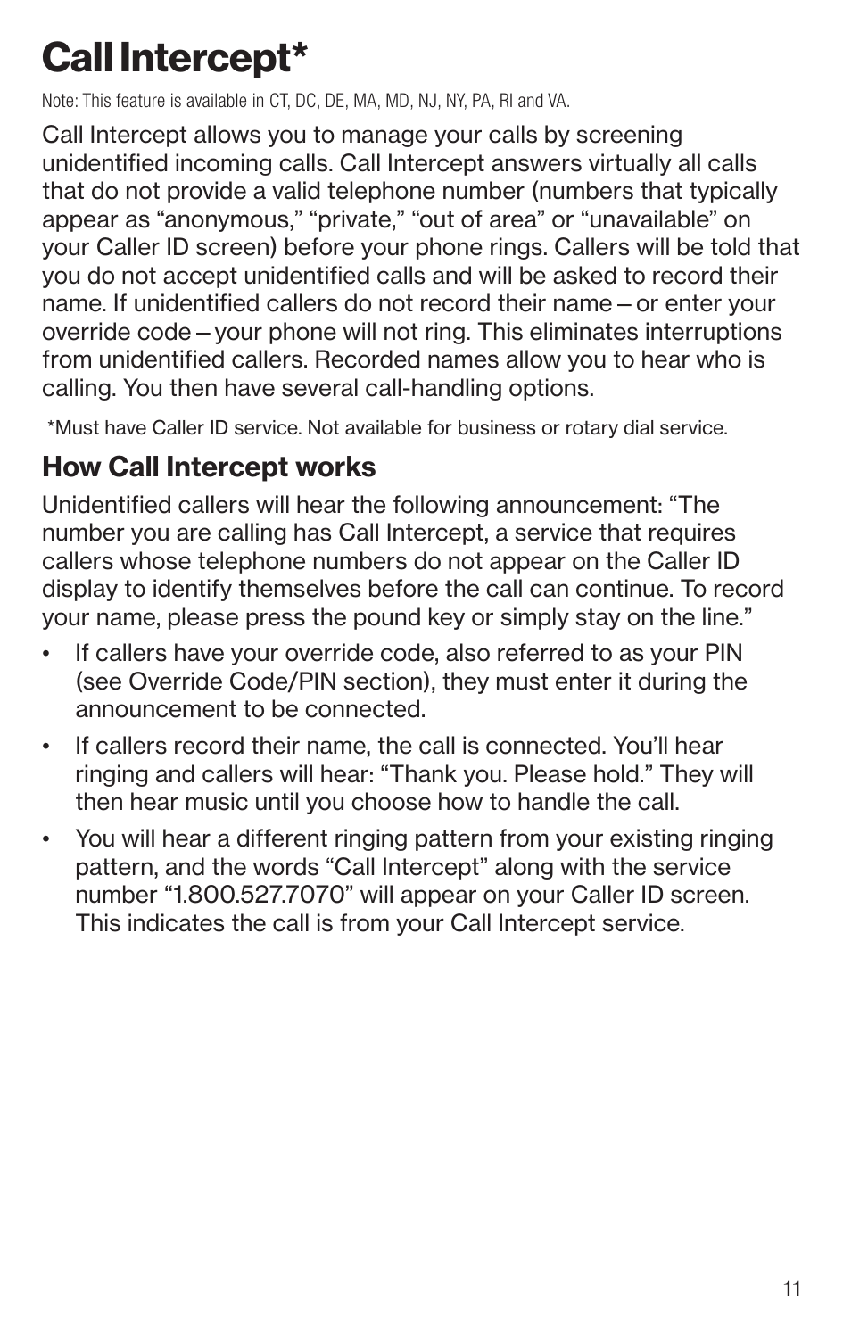# Call Intercept*

Note: This feature is available in CT, DC, DE, MA, MD, NJ, NY, PA, RI and VA.

Call Intercept allows you to manage your calls by screening unidentified incoming calls. Call Intercept answers virtually all calls that do not provide a valid telephone number (numbers that typically appear as "anonymous," "private," "out of area" or "unavailable" on your Caller ID screen) before your phone rings. Callers will be told that you do not accept unidentified calls and will be asked to record their name. If unidentified callers do not record their name – or enter your override code – your phone will not ring. This eliminates interruptions from unidentified callers. Recorded names allow you to hear who is calling. You then have several call-handling options.

*Must have Caller ID service. Not available for business or rotary dial service.

## How Call Intercept works

Unidentified callers will hear the following announcement: "The number you are calling has Call Intercept, a service that requires callers whose telephone numbers do not appear on the Caller ID display to identify themselves before the call can continue. To record your name, please press the pound key or simply stay on the line."

- If callers have your override code, also referred to as your PIN (see Override Code/PIN section), they must enter it during the announcement to be connected.
- If callers record their name, the call is connected. You'll hear ringing and callers will hear: "Thank you. Please hold." They will then hear music until you choose how to handle the call.
- You will hear a different ringing pattern from your existing ringing pattern, and the words "Call Intercept" along with the service number "1.800.527.7070" will appear on your Caller ID screen. This indicates the call is from your Call Intercept service.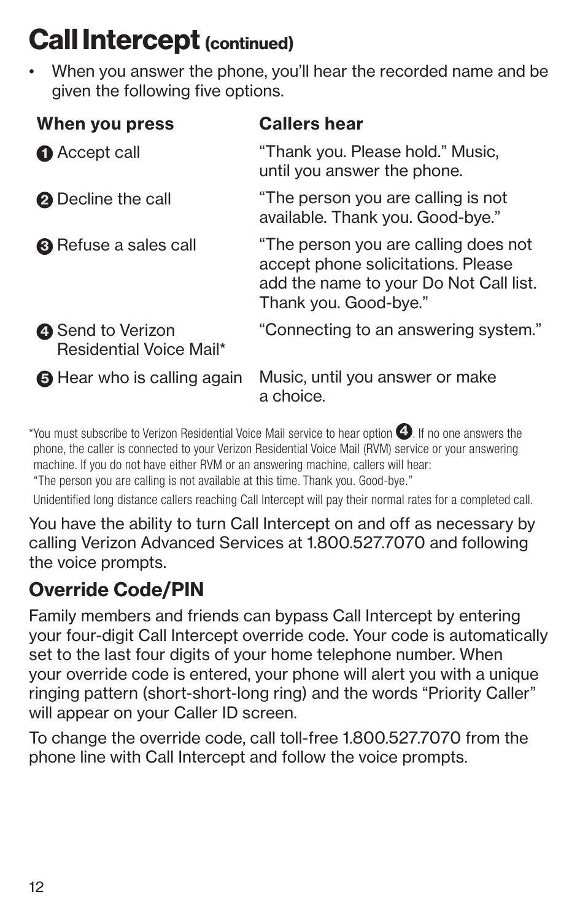# Call Intercept (continued)

- When you answer the phone, you'll hear the recorded name and be given the following five options.

| When you press | Callers hear |
|---|---|
| 1 Accept call | "Thank you. Please hold." Music, until you answer the phone. |
| 2 Decline the call | "The person you are calling is not available. Thank you. Good-bye." |
| 3 Refuse a sales call | "The person you are calling does not accept phone solicitations. Please add the name to your Do Not Call list. Thank you. Good-bye." |
| 4 Send to Verizon Residential Voice Mail* | "Connecting to an answering system." |
| 5 Hear who is calling again | Music, until you answer or make a choice. |

*You must subscribe to Verizon Residential Voice Mail service to hear option 4. If no one answers the phone, the caller is connected to your Verizon Residential Voice Mail (RVM) service or your answering machine. If you do not have either RVM or an answering machine, callers will hear: "The person you are calling is not available at this time. Thank you. Good-bye."

Unidentified long distance callers reaching Call Intercept will pay their normal rates for a completed call.

You have the ability to turn Call Intercept on and off as necessary by calling Verizon Advanced Services at 1.800.527.7070 and following the voice prompts.

## Override Code/PIN

Family members and friends can bypass Call Intercept by entering your four-digit Call Intercept override code. Your code is automatically set to the last four digits of your home telephone number. When your override code is entered, your phone will alert you with a unique ringing pattern (short-short-long ring) and the words "Priority Caller" will appear on your Caller ID screen.

To change the override code, call toll-free 1.800.527.7070 from the phone line with Call Intercept and follow the voice prompts.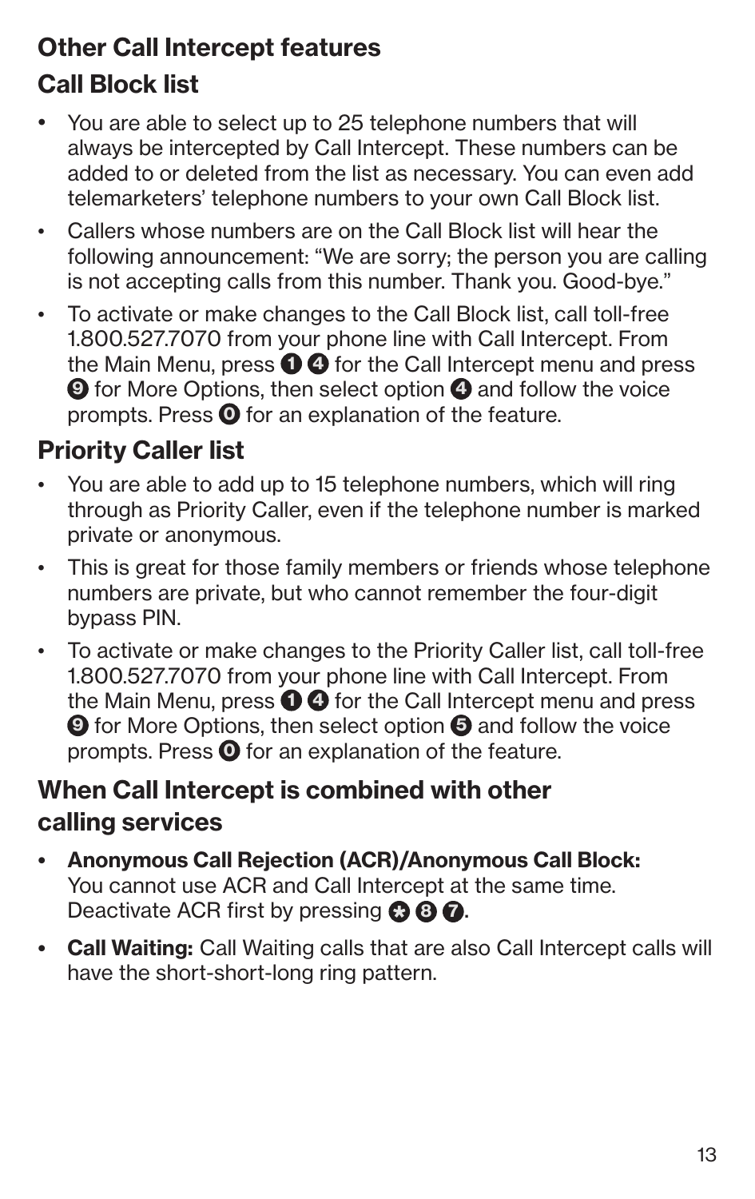## Other Call Intercept features

### Call Block list

- You are able to select up to 25 telephone numbers that will always be intercepted by Call Intercept. These numbers can be added to or deleted from the list as necessary. You can even add telemarketers' telephone numbers to your own Call Block list.
- Callers whose numbers are on the Call Block list will hear the following announcement: "We are sorry; the person you are calling is not accepting calls from this number. Thank you. Good-bye."
- To activate or make changes to the Call Block list, call toll-free 1.800.527.7070 from your phone line with Call Intercept. From the Main Menu, press 1 4 for the Call Intercept menu and press 9 for More Options, then select option 4 and follow the voice prompts. Press 0 for an explanation of the feature.

### Priority Caller list

- You are able to add up to 15 telephone numbers, which will ring through as Priority Caller, even if the telephone number is marked private or anonymous.
- This is great for those family members or friends whose telephone numbers are private, but who cannot remember the four-digit bypass PIN.
- To activate or make changes to the Priority Caller list, call toll-free 1.800.527.7070 from your phone line with Call Intercept. From the Main Menu, press 1 4 for the Call Intercept menu and press 9 for More Options, then select option 5 and follow the voice prompts. Press 0 for an explanation of the feature.

### When Call Intercept is combined with other calling services

- **Anonymous Call Rejection (ACR)/Anonymous Call Block:** You cannot use ACR and Call Intercept at the same time. Deactivate ACR first by pressing * 8 7.
- **Call Waiting:** Call Waiting calls that are also Call Intercept calls will have the short-short-long ring pattern.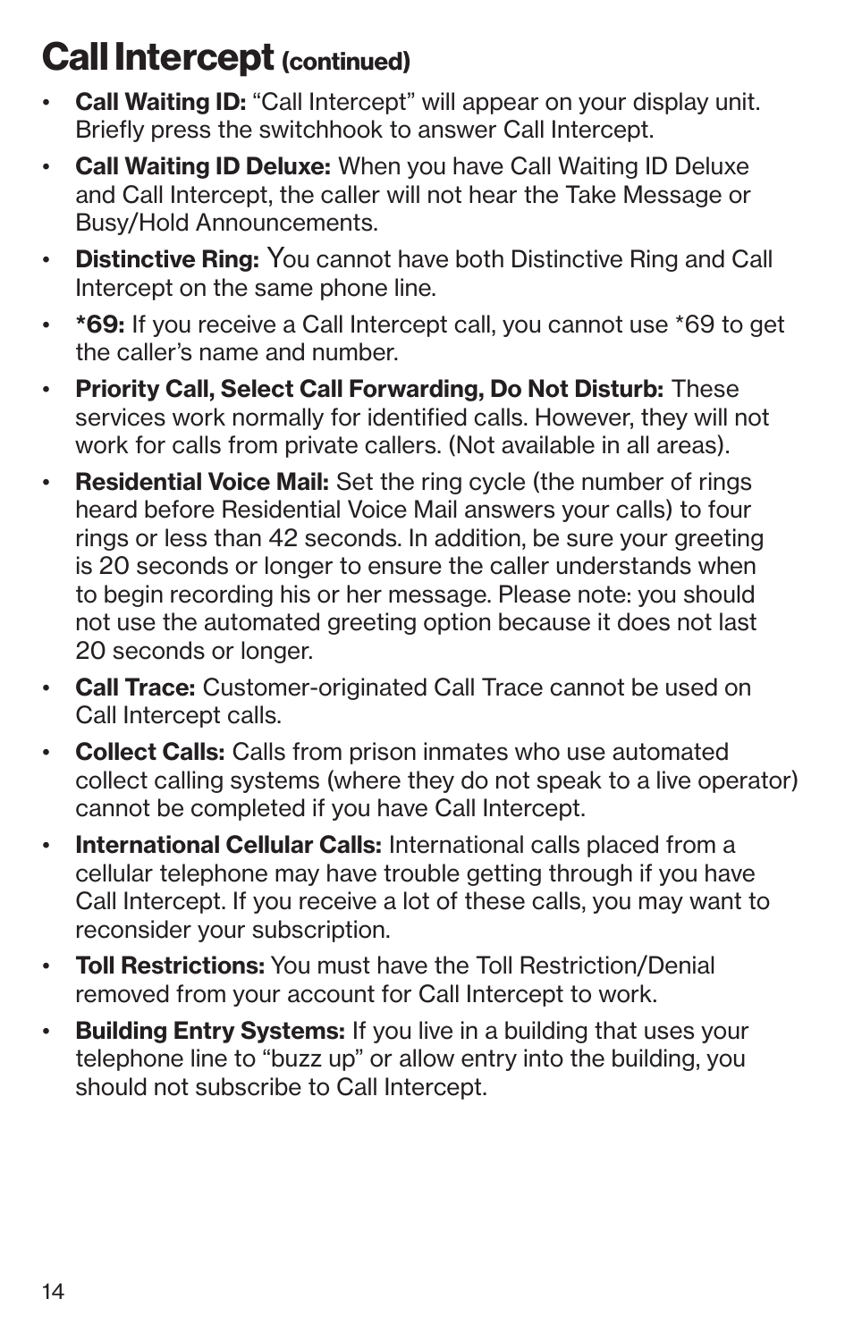# Call Intercept (continued)

- **Call Waiting ID:** "Call Intercept" will appear on your display unit. Briefly press the switchhook to answer Call Intercept.
- **Call Waiting ID Deluxe:** When you have Call Waiting ID Deluxe and Call Intercept, the caller will not hear the Take Message or Busy/Hold Announcements.
- **Distinctive Ring:** You cannot have both Distinctive Ring and Call Intercept on the same phone line.
- ***69:** If you receive a Call Intercept call, you cannot use *69 to get the caller's name and number.
- **Priority Call, Select Call Forwarding, Do Not Disturb:** These services work normally for identified calls. However, they will not work for calls from private callers. (Not available in all areas).
- **Residential Voice Mail:** Set the ring cycle (the number of rings heard before Residential Voice Mail answers your calls) to four rings or less than 42 seconds. In addition, be sure your greeting is 20 seconds or longer to ensure the caller understands when to begin recording his or her message. Please note: you should not use the automated greeting option because it does not last 20 seconds or longer.
- **Call Trace:** Customer-originated Call Trace cannot be used on Call Intercept calls.
- **Collect Calls:** Calls from prison inmates who use automated collect calling systems (where they do not speak to a live operator) cannot be completed if you have Call Intercept.
- **International Cellular Calls:** International calls placed from a cellular telephone may have trouble getting through if you have Call Intercept. If you receive a lot of these calls, you may want to reconsider your subscription.
- **Toll Restrictions:** You must have the Toll Restriction/Denial removed from your account for Call Intercept to work.
- **Building Entry Systems:** If you live in a building that uses your telephone line to "buzz up" or allow entry into the building, you should not subscribe to Call Intercept.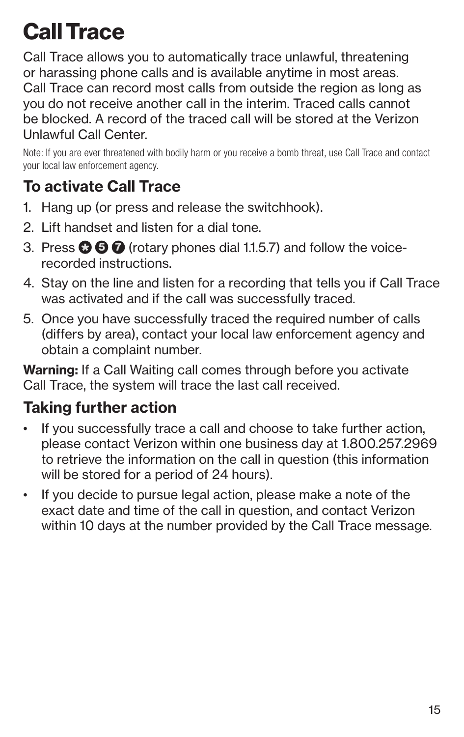# Call Trace

Call Trace allows you to automatically trace unlawful, threatening or harassing phone calls and is available anytime in most areas. Call Trace can record most calls from outside the region as long as you do not receive another call in the interim. Traced calls cannot be blocked. A record of the traced call will be stored at the Verizon Unlawful Call Center.

Note: If you are ever threatened with bodily harm or you receive a bomb threat, use Call Trace and contact your local law enforcement agency.

## To activate Call Trace

1. Hang up (or press and release the switchhook).
2. Lift handset and listen for a dial tone.
3. Press * 5 7 (rotary phones dial 1.1.5.7) and follow the voice-recorded instructions.
4. Stay on the line and listen for a recording that tells you if Call Trace was activated and if the call was successfully traced.
5. Once you have successfully traced the required number of calls (differs by area), contact your local law enforcement agency and obtain a complaint number.

**Warning:** If a Call Waiting call comes through before you activate Call Trace, the system will trace the last call received.

## Taking further action

- If you successfully trace a call and choose to take further action, please contact Verizon within one business day at 1.800.257.2969 to retrieve the information on the call in question (this information will be stored for a period of 24 hours).
- If you decide to pursue legal action, please make a note of the exact date and time of the call in question, and contact Verizon within 10 days at the number provided by the Call Trace message.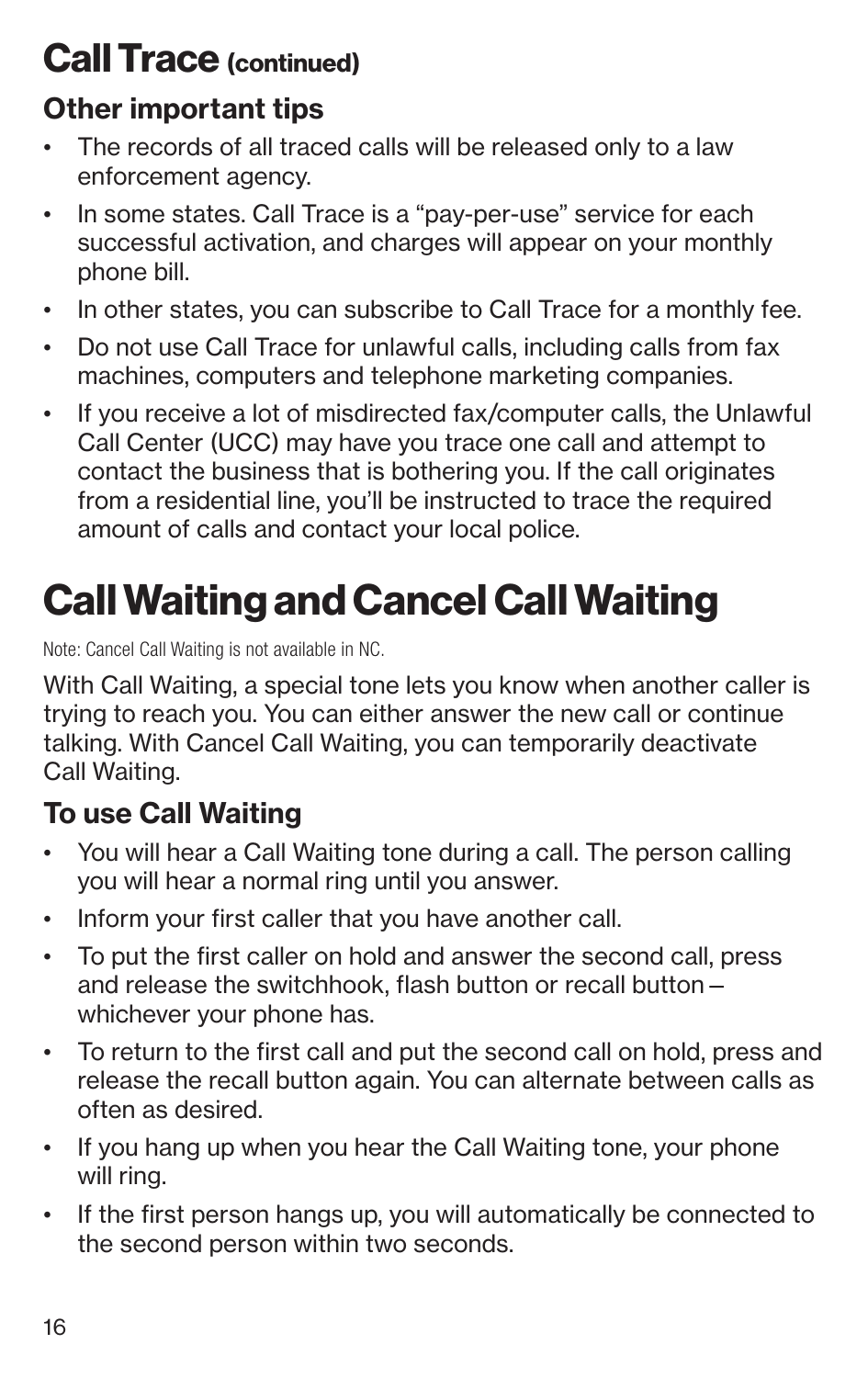## Call Trace (continued)

### Other important tips

- The records of all traced calls will be released only to a law enforcement agency.
- In some states. Call Trace is a "pay-per-use" service for each successful activation, and charges will appear on your monthly phone bill.
- In other states, you can subscribe to Call Trace for a monthly fee.
- Do not use Call Trace for unlawful calls, including calls from fax machines, computers and telephone marketing companies.
- If you receive a lot of misdirected fax/computer calls, the Unlawful Call Center (UCC) may have you trace one call and attempt to contact the business that is bothering you. If the call originates from a residential line, you'll be instructed to trace the required amount of calls and contact your local police.

# Call Waiting and Cancel Call Waiting

Note: Cancel Call Waiting is not available in NC.

With Call Waiting, a special tone lets you know when another caller is trying to reach you. You can either answer the new call or continue talking. With Cancel Call Waiting, you can temporarily deactivate Call Waiting.

### To use Call Waiting

- You will hear a Call Waiting tone during a call. The person calling you will hear a normal ring until you answer.
- Inform your first caller that you have another call.
- To put the first caller on hold and answer the second call, press and release the switchhook, flash button or recall button – whichever your phone has.
- To return to the first call and put the second call on hold, press and release the recall button again. You can alternate between calls as often as desired.
- If you hang up when you hear the Call Waiting tone, your phone will ring.
- If the first person hangs up, you will automatically be connected to the second person within two seconds.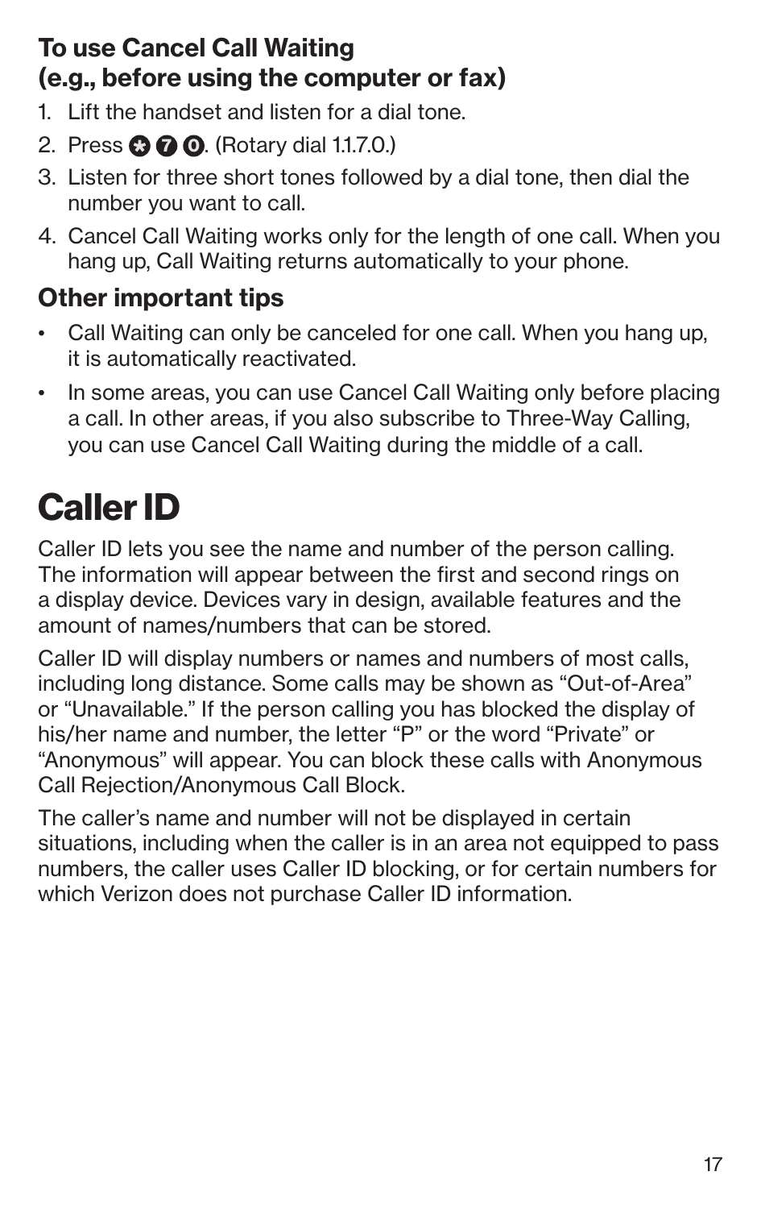### To use Cancel Call Waiting (e.g., before using the computer or fax)

1. Lift the handset and listen for a dial tone.
2. Press * 7 0. (Rotary dial 1.1.7.0.)
3. Listen for three short tones followed by a dial tone, then dial the number you want to call.
4. Cancel Call Waiting works only for the length of one call. When you hang up, Call Waiting returns automatically to your phone.

### Other important tips

- Call Waiting can only be canceled for one call. When you hang up, it is automatically reactivated.
- In some areas, you can use Cancel Call Waiting only before placing a call. In other areas, if you also subscribe to Three-Way Calling, you can use Cancel Call Waiting during the middle of a call.

# Caller ID

Caller ID lets you see the name and number of the person calling. The information will appear between the first and second rings on a display device. Devices vary in design, available features and the amount of names/numbers that can be stored.

Caller ID will display numbers or names and numbers of most calls, including long distance. Some calls may be shown as "Out-of-Area" or "Unavailable." If the person calling you has blocked the display of his/her name and number, the letter "P" or the word "Private" or "Anonymous" will appear. You can block these calls with Anonymous Call Rejection/Anonymous Call Block.

The caller's name and number will not be displayed in certain situations, including when the caller is in an area not equipped to pass numbers, the caller uses Caller ID blocking, or for certain numbers for which Verizon does not purchase Caller ID information.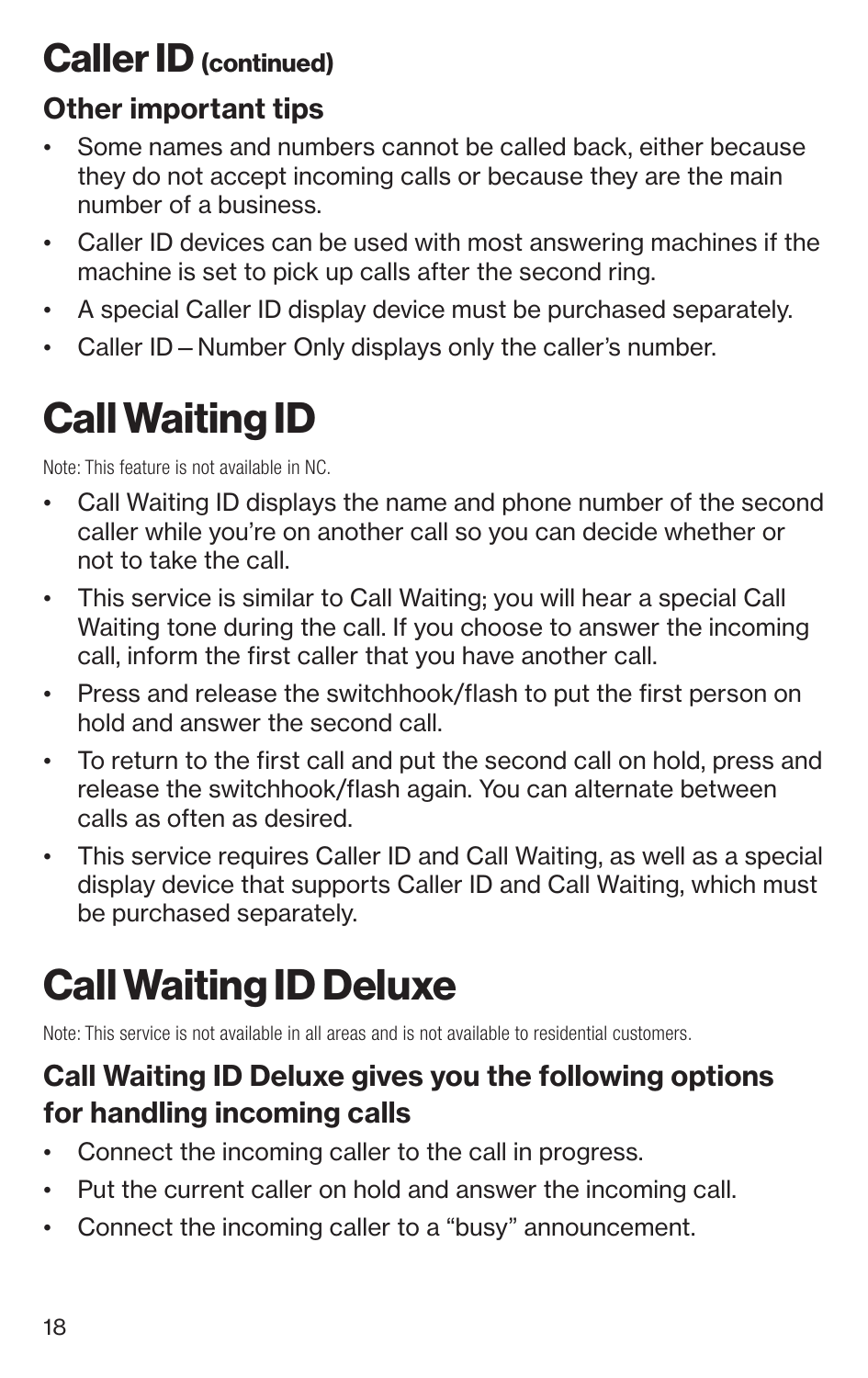# Caller ID (continued)

### Other important tips

- Some names and numbers cannot be called back, either because they do not accept incoming calls or because they are the main number of a business.
- Caller ID devices can be used with most answering machines if the machine is set to pick up calls after the second ring.
- A special Caller ID display device must be purchased separately.
- Caller ID – Number Only displays only the caller's number.

# Call Waiting ID

Note: This feature is not available in NC.

- Call Waiting ID displays the name and phone number of the second caller while you're on another call so you can decide whether or not to take the call.
- This service is similar to Call Waiting; you will hear a special Call Waiting tone during the call. If you choose to answer the incoming call, inform the first caller that you have another call.
- Press and release the switchhook/flash to put the first person on hold and answer the second call.
- To return to the first call and put the second call on hold, press and release the switchhook/flash again. You can alternate between calls as often as desired.
- This service requires Caller ID and Call Waiting, as well as a special display device that supports Caller ID and Call Waiting, which must be purchased separately.

# Call Waiting ID Deluxe

Note: This service is not available in all areas and is not available to residential customers.

### Call Waiting ID Deluxe gives you the following options for handling incoming calls

- Connect the incoming caller to the call in progress.
- Put the current caller on hold and answer the incoming call.
- Connect the incoming caller to a "busy" announcement.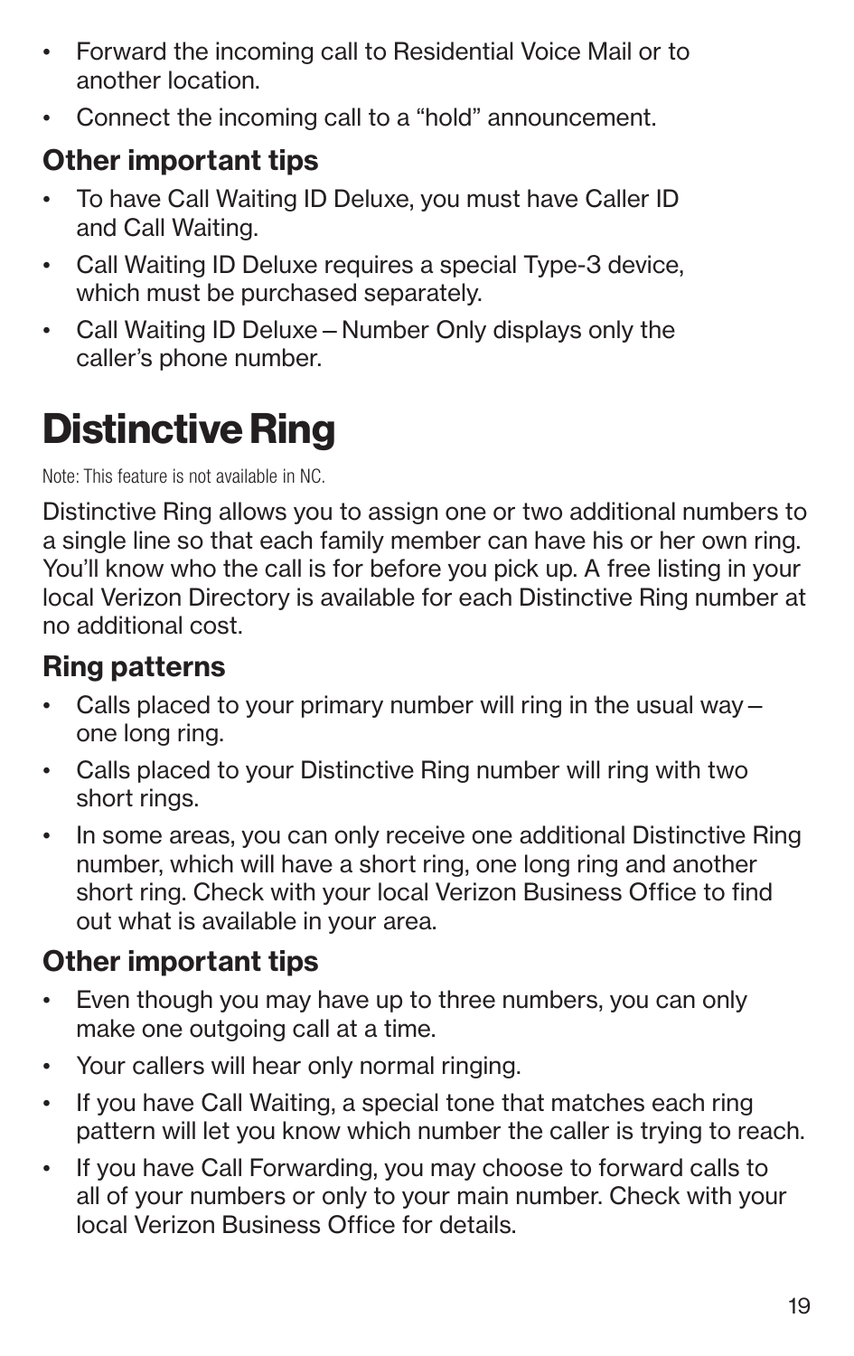- Forward the incoming call to Residential Voice Mail or to another location.
- Connect the incoming call to a "hold" announcement.

### Other important tips

- To have Call Waiting ID Deluxe, you must have Caller ID and Call Waiting.
- Call Waiting ID Deluxe requires a special Type-3 device, which must be purchased separately.
- Call Waiting ID Deluxe – Number Only displays only the caller's phone number.

# Distinctive Ring

Note: This feature is not available in NC.

Distinctive Ring allows you to assign one or two additional numbers to a single line so that each family member can have his or her own ring. You'll know who the call is for before you pick up. A free listing in your local Verizon Directory is available for each Distinctive Ring number at no additional cost.

### Ring patterns

- Calls placed to your primary number will ring in the usual way – one long ring.
- Calls placed to your Distinctive Ring number will ring with two short rings.
- In some areas, you can only receive one additional Distinctive Ring number, which will have a short ring, one long ring and another short ring. Check with your local Verizon Business Office to find out what is available in your area.

### Other important tips

- Even though you may have up to three numbers, you can only make one outgoing call at a time.
- Your callers will hear only normal ringing.
- If you have Call Waiting, a special tone that matches each ring pattern will let you know which number the caller is trying to reach.
- If you have Call Forwarding, you may choose to forward calls to all of your numbers or only to your main number. Check with your local Verizon Business Office for details.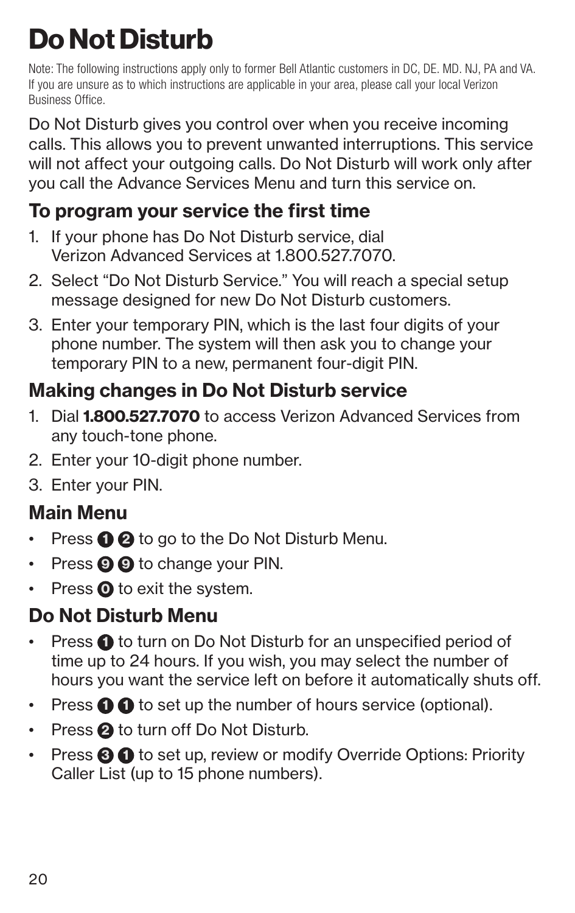# Do Not Disturb

Note: The following instructions apply only to former Bell Atlantic customers in DC, DE. MD. NJ, PA and VA. If you are unsure as to which instructions are applicable in your area, please call your local Verizon Business Office.

Do Not Disturb gives you control over when you receive incoming calls. This allows you to prevent unwanted interruptions. This service will not affect your outgoing calls. Do Not Disturb will work only after you call the Advance Services Menu and turn this service on.

## To program your service the first time

1. If your phone has Do Not Disturb service, dial Verizon Advanced Services at 1.800.527.7070.
2. Select "Do Not Disturb Service." You will reach a special setup message designed for new Do Not Disturb customers.
3. Enter your temporary PIN, which is the last four digits of your phone number. The system will then ask you to change your temporary PIN to a new, permanent four-digit PIN.

## Making changes in Do Not Disturb service

1. Dial **1.800.527.7070** to access Verizon Advanced Services from any touch-tone phone.
2. Enter your 10-digit phone number.
3. Enter your PIN.

## Main Menu

- Press 1 2 to go to the Do Not Disturb Menu.
- Press 9 9 to change your PIN.
- Press 0 to exit the system.

## Do Not Disturb Menu

- Press 1 to turn on Do Not Disturb for an unspecified period of time up to 24 hours. If you wish, you may select the number of hours you want the service left on before it automatically shuts off.
- Press 1 1 to set up the number of hours service (optional).
- Press 2 to turn off Do Not Disturb.
- Press 3 1 to set up, review or modify Override Options: Priority Caller List (up to 15 phone numbers).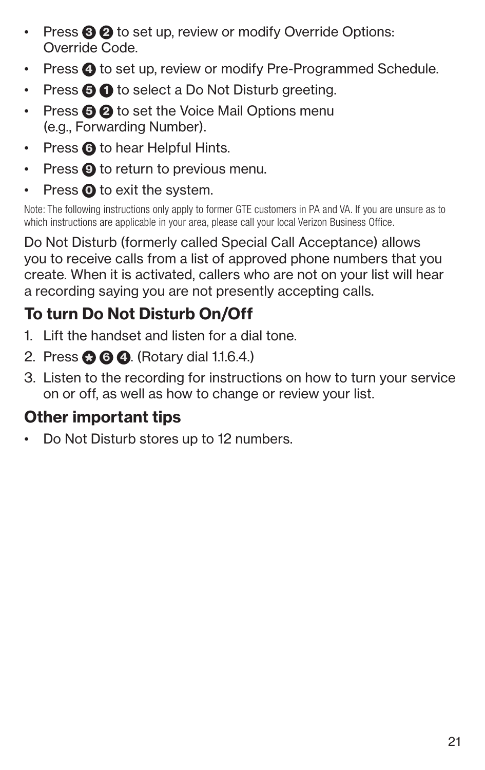- Press 3 2 to set up, review or modify Override Options: Override Code.
- Press 4 to set up, review or modify Pre-Programmed Schedule.
- Press 5 1 to select a Do Not Disturb greeting.
- Press 5 2 to set the Voice Mail Options menu (e.g., Forwarding Number).
- Press 6 to hear Helpful Hints.
- Press 9 to return to previous menu.
- Press 0 to exit the system.

Note: The following instructions only apply to former GTE customers in PA and VA. If you are unsure as to which instructions are applicable in your area, please call your local Verizon Business Office.

Do Not Disturb (formerly called Special Call Acceptance) allows you to receive calls from a list of approved phone numbers that you create. When it is activated, callers who are not on your list will hear a recording saying you are not presently accepting calls.

## To turn Do Not Disturb On/Off

1. Lift the handset and listen for a dial tone.
2. Press * 6 4. (Rotary dial 1.1.6.4.)
3. Listen to the recording for instructions on how to turn your service on or off, as well as how to change or review your list.

## Other important tips

- Do Not Disturb stores up to 12 numbers.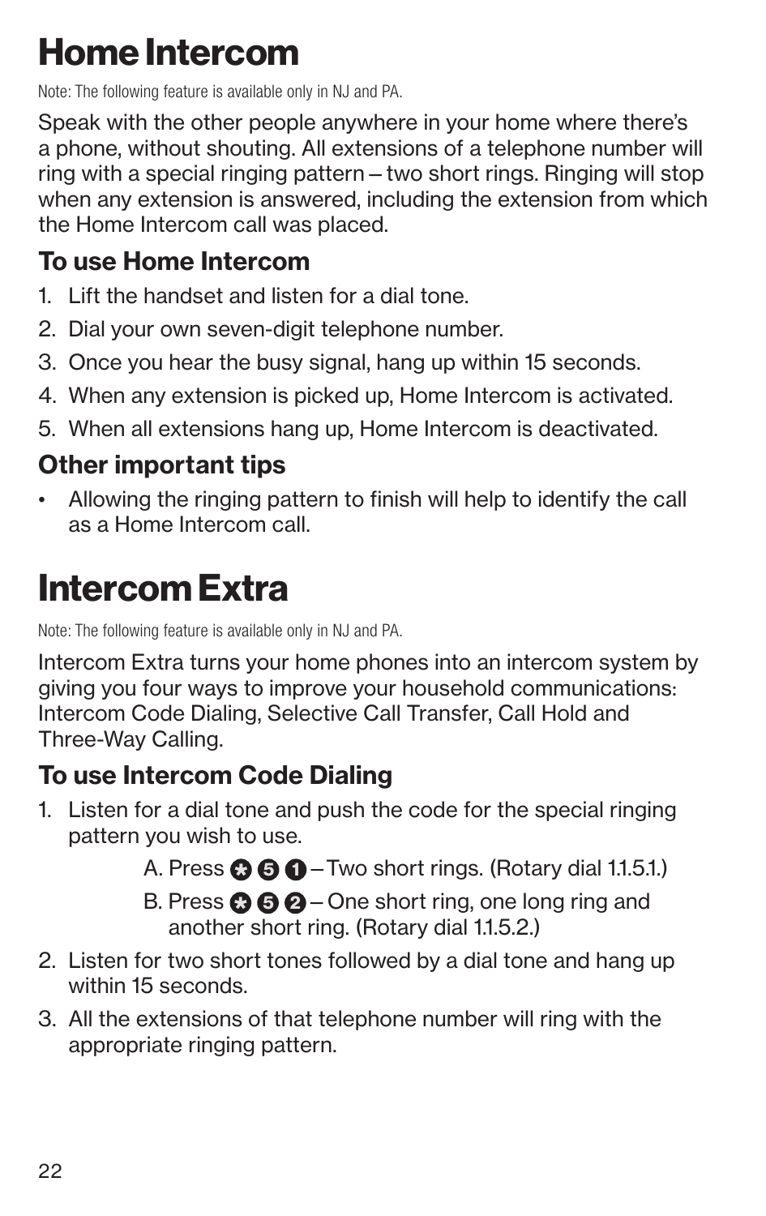# Home Intercom

Note: The following feature is available only in NJ and PA.

Speak with the other people anywhere in your home where there's a phone, without shouting. All extensions of a telephone number will ring with a special ringing pattern – two short rings. Ringing will stop when any extension is answered, including the extension from which the Home Intercom call was placed.

## To use Home Intercom

1. Lift the handset and listen for a dial tone.
2. Dial your own seven-digit telephone number.
3. Once you hear the busy signal, hang up within 15 seconds.
4. When any extension is picked up, Home Intercom is activated.
5. When all extensions hang up, Home Intercom is deactivated.

## Other important tips

- Allowing the ringing pattern to finish will help to identify the call as a Home Intercom call.

# Intercom Extra

Note: The following feature is available only in NJ and PA.

Intercom Extra turns your home phones into an intercom system by giving you four ways to improve your household communications: Intercom Code Dialing, Selective Call Transfer, Call Hold and Three-Way Calling.

## To use Intercom Code Dialing

1. Listen for a dial tone and push the code for the special ringing pattern you wish to use.
   - A. Press * 5 1 – Two short rings. (Rotary dial 1.1.5.1.)
   - B. Press * 5 2 – One short ring, one long ring and another short ring. (Rotary dial 1.1.5.2.)
2. Listen for two short tones followed by a dial tone and hang up within 15 seconds.
3. All the extensions of that telephone number will ring with the appropriate ringing pattern.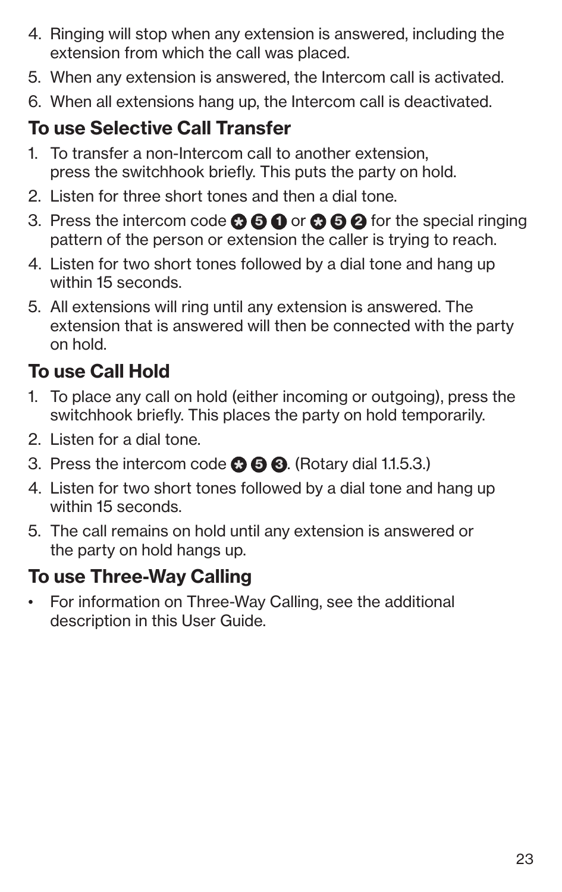4. Ringing will stop when any extension is answered, including the extension from which the call was placed.
5. When any extension is answered, the Intercom call is activated.
6. When all extensions hang up, the Intercom call is deactivated.

### To use Selective Call Transfer

1. To transfer a non-Intercom call to another extension, press the switchhook briefly. This puts the party on hold.
2. Listen for three short tones and then a dial tone.
3. Press the intercom code * 5 1 or * 5 2 for the special ringing pattern of the person or extension the caller is trying to reach.
4. Listen for two short tones followed by a dial tone and hang up within 15 seconds.
5. All extensions will ring until any extension is answered. The extension that is answered will then be connected with the party on hold.

### To use Call Hold

1. To place any call on hold (either incoming or outgoing), press the switchhook briefly. This places the party on hold temporarily.
2. Listen for a dial tone.
3. Press the intercom code * 5 3. (Rotary dial 1.1.5.3.)
4. Listen for two short tones followed by a dial tone and hang up within 15 seconds.
5. The call remains on hold until any extension is answered or the party on hold hangs up.

### To use Three-Way Calling

- For information on Three-Way Calling, see the additional description in this User Guide.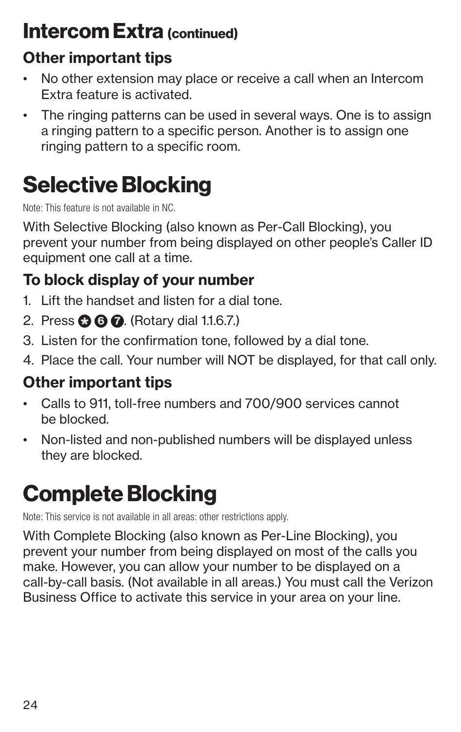## Intercom Extra (continued)

### Other important tips

- No other extension may place or receive a call when an Intercom Extra feature is activated.
- The ringing patterns can be used in several ways. One is to assign a ringing pattern to a specific person. Another is to assign one ringing pattern to a specific room.

# Selective Blocking

Note: This feature is not available in NC.

With Selective Blocking (also known as Per-Call Blocking), you prevent your number from being displayed on other people's Caller ID equipment one call at a time.

### To block display of your number

1. Lift the handset and listen for a dial tone.
2. Press * 6 7. (Rotary dial 1.1.6.7.)
3. Listen for the confirmation tone, followed by a dial tone.
4. Place the call. Your number will NOT be displayed, for that call only.

### Other important tips

- Calls to 911, toll-free numbers and 700/900 services cannot be blocked.
- Non-listed and non-published numbers will be displayed unless they are blocked.

# Complete Blocking

Note: This service is not available in all areas: other restrictions apply.

With Complete Blocking (also known as Per-Line Blocking), you prevent your number from being displayed on most of the calls you make. However, you can allow your number to be displayed on a call-by-call basis. (Not available in all areas.) You must call the Verizon Business Office to activate this service in your area on your line.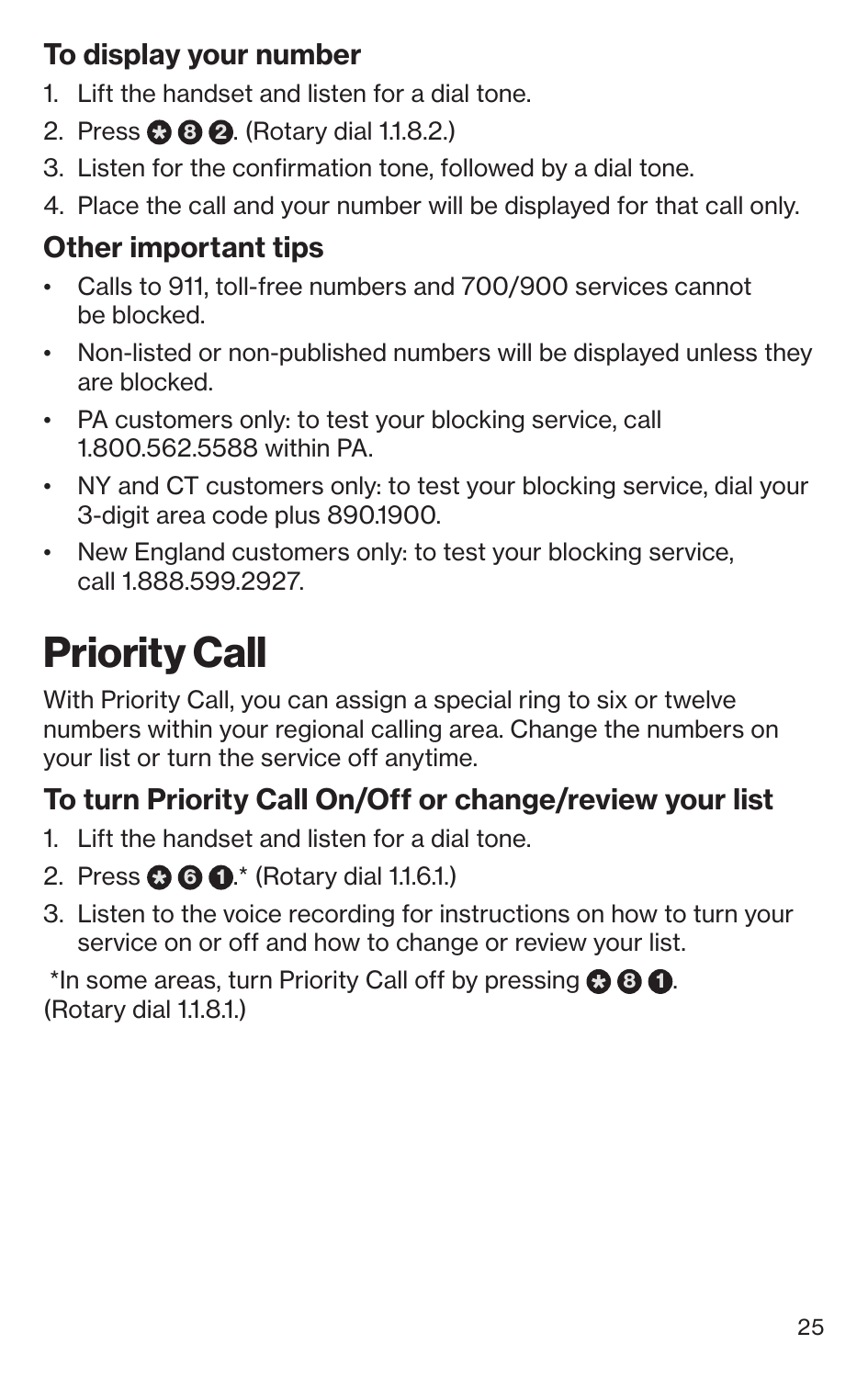### To display your number

1. Lift the handset and listen for a dial tone.
2. Press * 8 2. (Rotary dial 1.1.8.2.)
3. Listen for the confirmation tone, followed by a dial tone.
4. Place the call and your number will be displayed for that call only.

### Other important tips

- Calls to 911, toll-free numbers and 700/900 services cannot be blocked.
- Non-listed or non-published numbers will be displayed unless they are blocked.
- PA customers only: to test your blocking service, call 1.800.562.5588 within PA.
- NY and CT customers only: to test your blocking service, dial your 3-digit area code plus 890.1900.
- New England customers only: to test your blocking service, call 1.888.599.2927.

# Priority Call

With Priority Call, you can assign a special ring to six or twelve numbers within your regional calling area. Change the numbers on your list or turn the service off anytime.

### To turn Priority Call On/Off or change/review your list

1. Lift the handset and listen for a dial tone.
2. Press * 6 1.* (Rotary dial 1.1.6.1.)
3. Listen to the voice recording for instructions on how to turn your service on or off and how to change or review your list.

*In some areas, turn Priority Call off by pressing * 8 1. (Rotary dial 1.1.8.1.)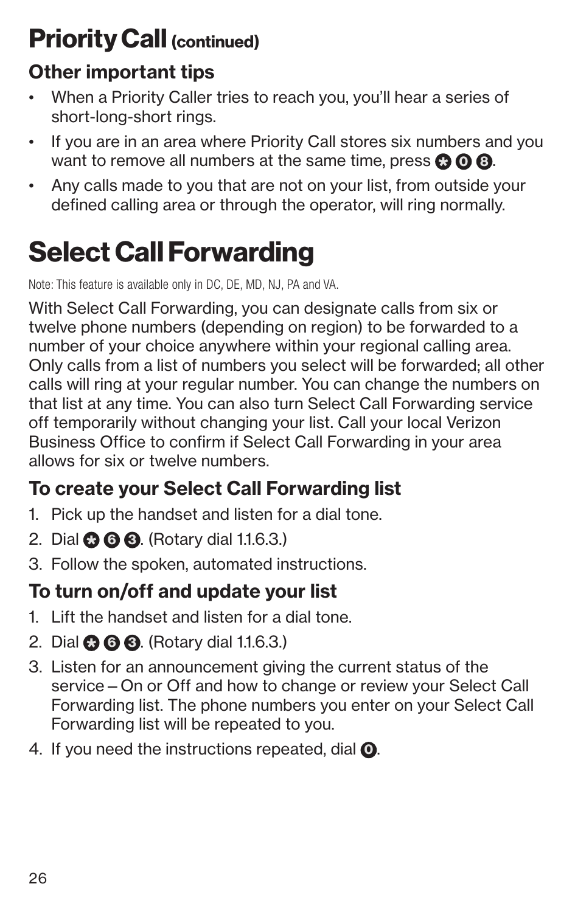## Priority Call (continued)

### Other important tips

- When a Priority Caller tries to reach you, you'll hear a series of short-long-short rings.
- If you are in an area where Priority Call stores six numbers and you want to remove all numbers at the same time, press * 0 8.
- Any calls made to you that are not on your list, from outside your defined calling area or through the operator, will ring normally.

# Select Call Forwarding

Note: This feature is available only in DC, DE, MD, NJ, PA and VA.

With Select Call Forwarding, you can designate calls from six or twelve phone numbers (depending on region) to be forwarded to a number of your choice anywhere within your regional calling area. Only calls from a list of numbers you select will be forwarded; all other calls will ring at your regular number. You can change the numbers on that list at any time. You can also turn Select Call Forwarding service off temporarily without changing your list. Call your local Verizon Business Office to confirm if Select Call Forwarding in your area allows for six or twelve numbers.

### To create your Select Call Forwarding list

1. Pick up the handset and listen for a dial tone.
2. Dial * 6 3. (Rotary dial 1.1.6.3.)
3. Follow the spoken, automated instructions.

### To turn on/off and update your list

1. Lift the handset and listen for a dial tone.
2. Dial * 6 3. (Rotary dial 1.1.6.3.)
3. Listen for an announcement giving the current status of the service – On or Off and how to change or review your Select Call Forwarding list. The phone numbers you enter on your Select Call Forwarding list will be repeated to you.
4. If you need the instructions repeated, dial 0.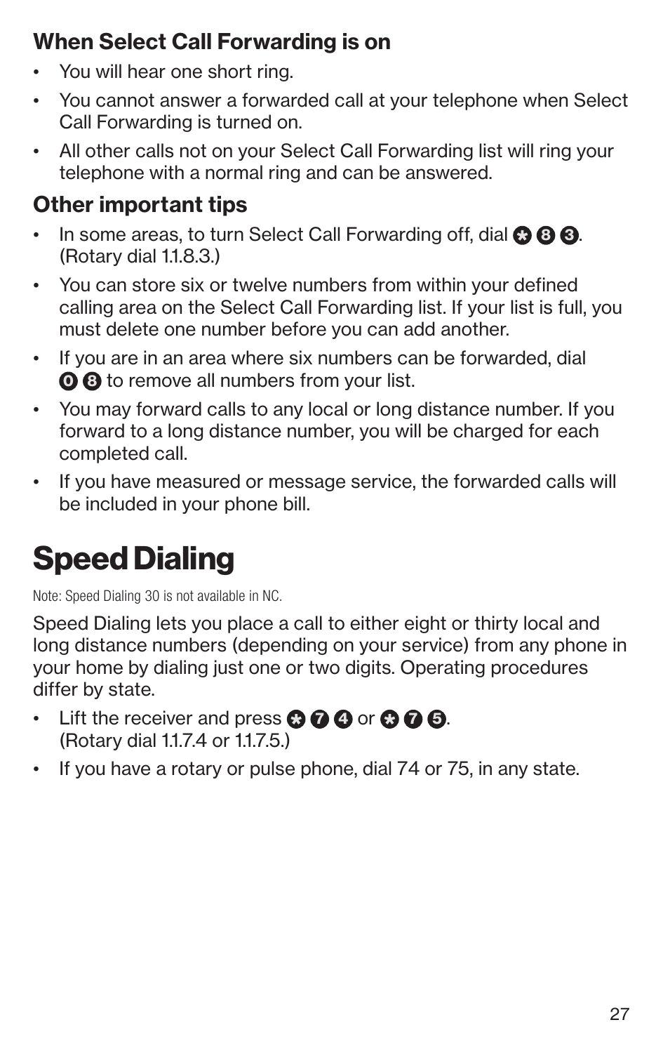### When Select Call Forwarding is on

- You will hear one short ring.
- You cannot answer a forwarded call at your telephone when Select Call Forwarding is turned on.
- All other calls not on your Select Call Forwarding list will ring your telephone with a normal ring and can be answered.

### Other important tips

- In some areas, to turn Select Call Forwarding off, dial * 8 3. (Rotary dial 1.1.8.3.)
- You can store six or twelve numbers from within your defined calling area on the Select Call Forwarding list. If your list is full, you must delete one number before you can add another.
- If you are in an area where six numbers can be forwarded, dial 0 8 to remove all numbers from your list.
- You may forward calls to any local or long distance number. If you forward to a long distance number, you will be charged for each completed call.
- If you have measured or message service, the forwarded calls will be included in your phone bill.

# Speed Dialing

Note: Speed Dialing 30 is not available in NC.

Speed Dialing lets you place a call to either eight or thirty local and long distance numbers (depending on your service) from any phone in your home by dialing just one or two digits. Operating procedures differ by state.

- Lift the receiver and press * 7 4 or * 7 5. (Rotary dial 1.1.7.4 or 1.1.7.5.)
- If you have a rotary or pulse phone, dial 74 or 75, in any state.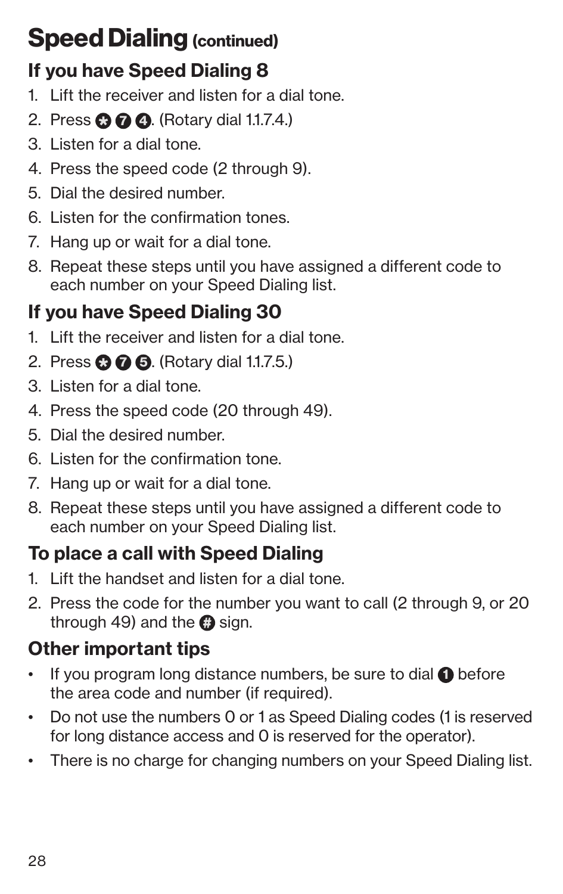# Speed Dialing (continued)

## If you have Speed Dialing 8

1. Lift the receiver and listen for a dial tone.
2. Press * 7 4. (Rotary dial 1.1.7.4.)
3. Listen for a dial tone.
4. Press the speed code (2 through 9).
5. Dial the desired number.
6. Listen for the confirmation tones.
7. Hang up or wait for a dial tone.
8. Repeat these steps until you have assigned a different code to each number on your Speed Dialing list.

## If you have Speed Dialing 30

1. Lift the receiver and listen for a dial tone.
2. Press * 7 5. (Rotary dial 1.1.7.5.)
3. Listen for a dial tone.
4. Press the speed code (20 through 49).
5. Dial the desired number.
6. Listen for the confirmation tone.
7. Hang up or wait for a dial tone.
8. Repeat these steps until you have assigned a different code to each number on your Speed Dialing list.

## To place a call with Speed Dialing

1. Lift the handset and listen for a dial tone.
2. Press the code for the number you want to call (2 through 9, or 20 through 49) and the # sign.

## Other important tips

- If you program long distance numbers, be sure to dial 1 before the area code and number (if required).
- Do not use the numbers 0 or 1 as Speed Dialing codes (1 is reserved for long distance access and 0 is reserved for the operator).
- There is no charge for changing numbers on your Speed Dialing list.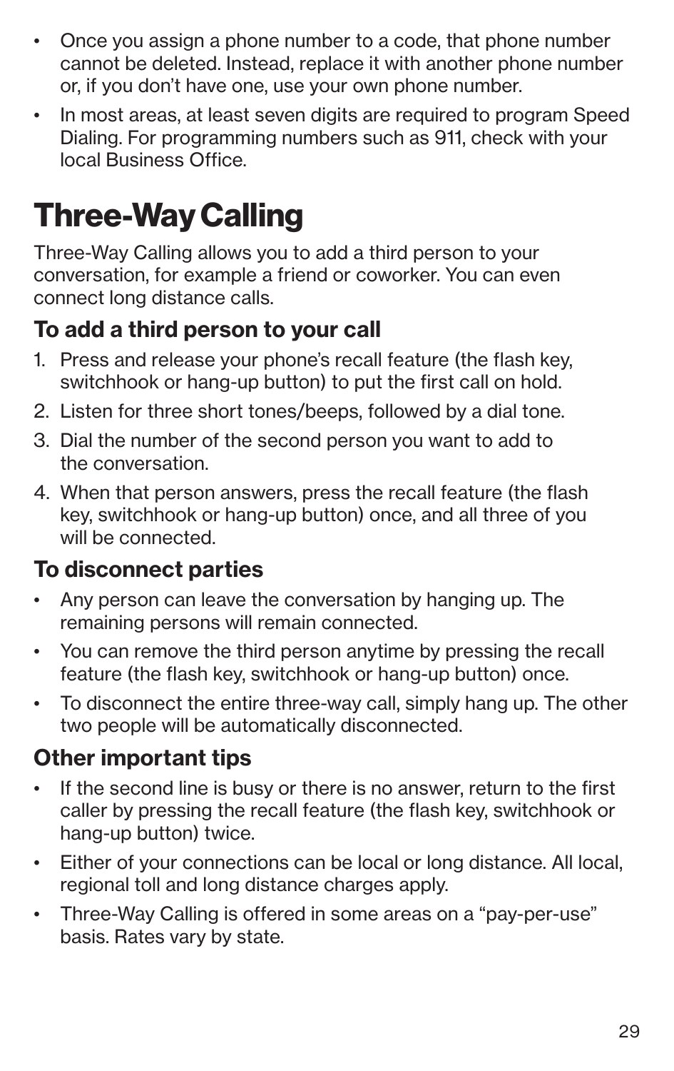- Once you assign a phone number to a code, that phone number cannot be deleted. Instead, replace it with another phone number or, if you don't have one, use your own phone number.
- In most areas, at least seven digits are required to program Speed Dialing. For programming numbers such as 911, check with your local Business Office.

# Three-Way Calling

Three-Way Calling allows you to add a third person to your conversation, for example a friend or coworker. You can even connect long distance calls.

## To add a third person to your call

1. Press and release your phone's recall feature (the flash key, switchhook or hang-up button) to put the first call on hold.
2. Listen for three short tones/beeps, followed by a dial tone.
3. Dial the number of the second person you want to add to the conversation.
4. When that person answers, press the recall feature (the flash key, switchhook or hang-up button) once, and all three of you will be connected.

## To disconnect parties

- Any person can leave the conversation by hanging up. The remaining persons will remain connected.
- You can remove the third person anytime by pressing the recall feature (the flash key, switchhook or hang-up button) once.
- To disconnect the entire three-way call, simply hang up. The other two people will be automatically disconnected.

## Other important tips

- If the second line is busy or there is no answer, return to the first caller by pressing the recall feature (the flash key, switchhook or hang-up button) twice.
- Either of your connections can be local or long distance. All local, regional toll and long distance charges apply.
- Three-Way Calling is offered in some areas on a "pay-per-use" basis. Rates vary by state.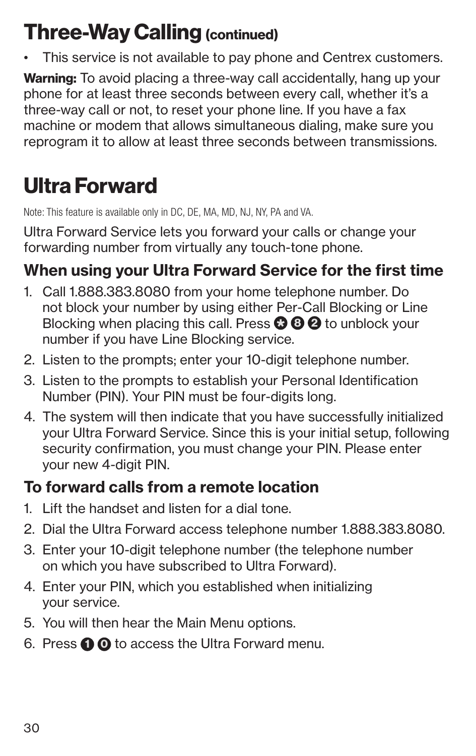## Three-Way Calling (continued)

- This service is not available to pay phone and Centrex customers.

**Warning:** To avoid placing a three-way call accidentally, hang up your phone for at least three seconds between every call, whether it's a three-way call or not, to reset your phone line. If you have a fax machine or modem that allows simultaneous dialing, make sure you reprogram it to allow at least three seconds between transmissions.

# Ultra Forward

Note: This feature is available only in DC, DE, MA, MD, NJ, NY, PA and VA.

Ultra Forward Service lets you forward your calls or change your forwarding number from virtually any touch-tone phone.

### When using your Ultra Forward Service for the first time

1. Call 1.888.383.8080 from your home telephone number. Do not block your number by using either Per-Call Blocking or Line Blocking when placing this call. Press * 8 2 to unblock your number if you have Line Blocking service.
2. Listen to the prompts; enter your 10-digit telephone number.
3. Listen to the prompts to establish your Personal Identification Number (PIN). Your PIN must be four-digits long.
4. The system will then indicate that you have successfully initialized your Ultra Forward Service. Since this is your initial setup, following security confirmation, you must change your PIN. Please enter your new 4-digit PIN.

### To forward calls from a remote location

1. Lift the handset and listen for a dial tone.
2. Dial the Ultra Forward access telephone number 1.888.383.8080.
3. Enter your 10-digit telephone number (the telephone number on which you have subscribed to Ultra Forward).
4. Enter your PIN, which you established when initializing your service.
5. You will then hear the Main Menu options.
6. Press 1 0 to access the Ultra Forward menu.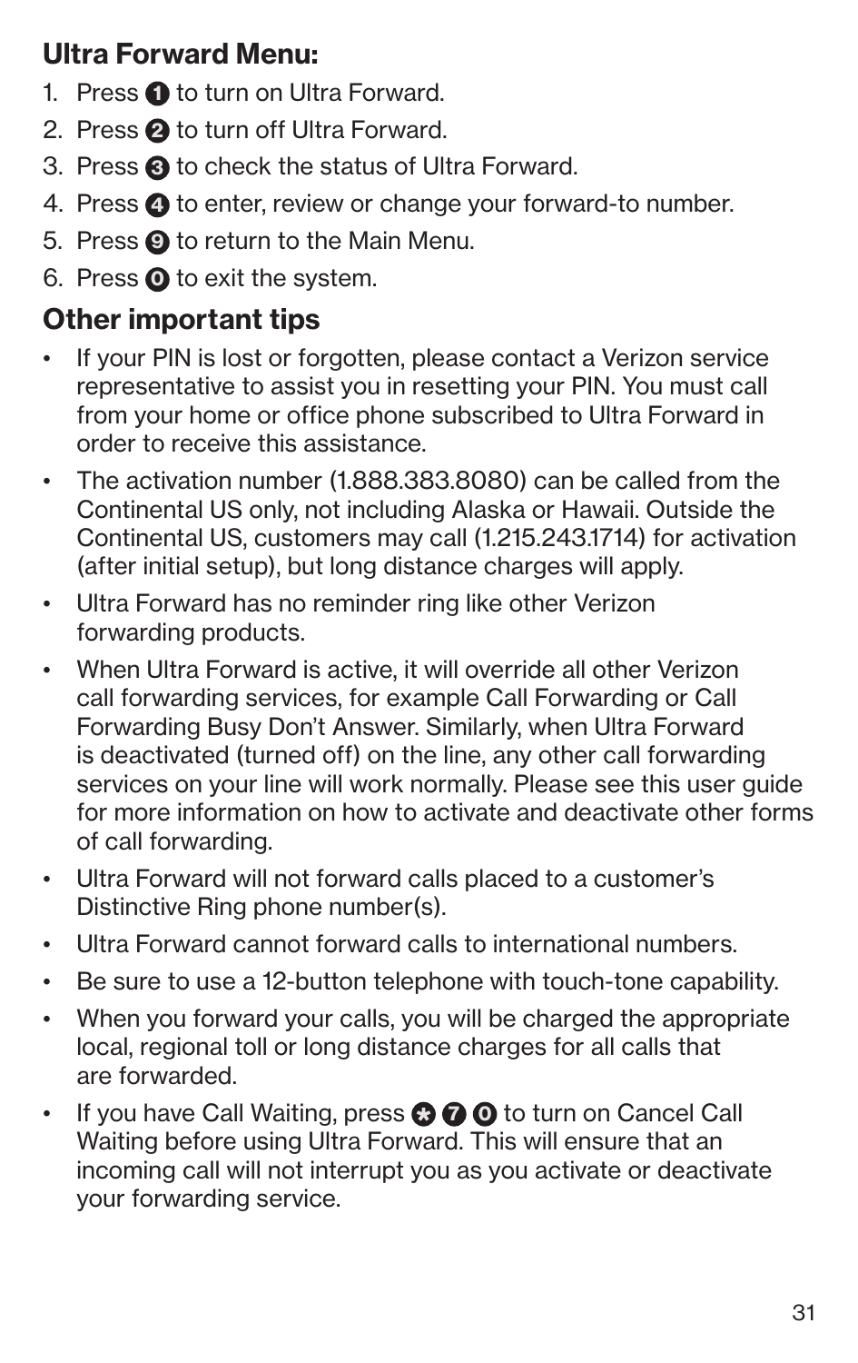## Ultra Forward Menu:

1. Press 1 to turn on Ultra Forward.
2. Press 2 to turn off Ultra Forward.
3. Press 3 to check the status of Ultra Forward.
4. Press 4 to enter, review or change your forward-to number.
5. Press 9 to return to the Main Menu.
6. Press 0 to exit the system.

## Other important tips

- If your PIN is lost or forgotten, please contact a Verizon service representative to assist you in resetting your PIN. You must call from your home or office phone subscribed to Ultra Forward in order to receive this assistance.
- The activation number (1.888.383.8080) can be called from the Continental US only, not including Alaska or Hawaii. Outside the Continental US, customers may call (1.215.243.1714) for activation (after initial setup), but long distance charges will apply.
- Ultra Forward has no reminder ring like other Verizon forwarding products.
- When Ultra Forward is active, it will override all other Verizon call forwarding services, for example Call Forwarding or Call Forwarding Busy Don't Answer. Similarly, when Ultra Forward is deactivated (turned off) on the line, any other call forwarding services on your line will work normally. Please see this user guide for more information on how to activate and deactivate other forms of call forwarding.
- Ultra Forward will not forward calls placed to a customer's Distinctive Ring phone number(s).
- Ultra Forward cannot forward calls to international numbers.
- Be sure to use a 12-button telephone with touch-tone capability.
- When you forward your calls, you will be charged the appropriate local, regional toll or long distance charges for all calls that are forwarded.
- If you have Call Waiting, press * 7 0 to turn on Cancel Call Waiting before using Ultra Forward. This will ensure that an incoming call will not interrupt you as you activate or deactivate your forwarding service.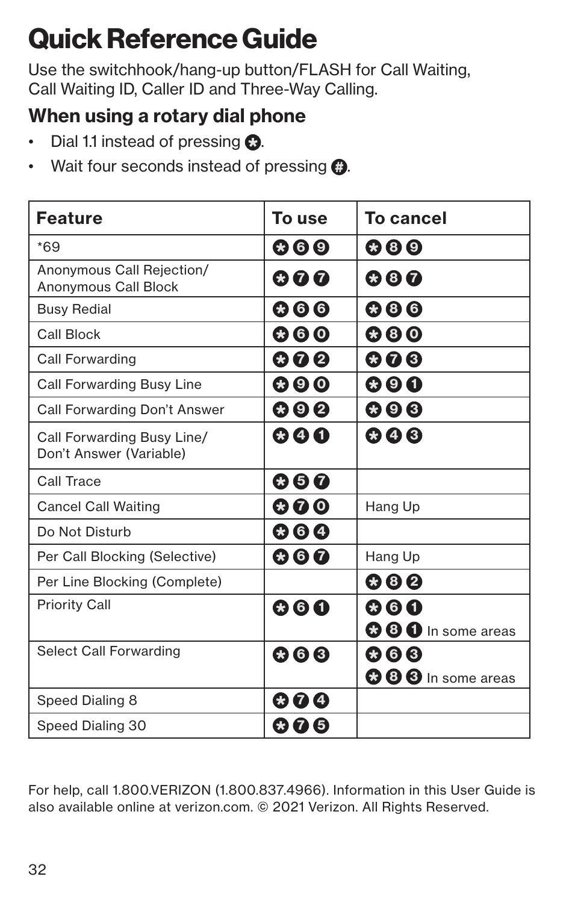# Quick Reference Guide

Use the switchhook/hang-up button/FLASH for Call Waiting, Call Waiting ID, Caller ID and Three-Way Calling.

## When using a rotary dial phone

- Dial 1.1 instead of pressing *.
- Wait four seconds instead of pressing #.

| Feature | To use | To cancel |
|---|---|---|
| *69 | *69 | *89 |
| Anonymous Call Rejection/ Anonymous Call Block | *77 | *87 |
| Busy Redial | *66 | *86 |
| Call Block | *60 | *80 |
| Call Forwarding | *72 | *73 |
| Call Forwarding Busy Line | *90 | *91 |
| Call Forwarding Don't Answer | *92 | *93 |
| Call Forwarding Busy Line/ Don't Answer (Variable) | *41 | *43 |
| Call Trace | *57 | |
| Cancel Call Waiting | *70 | Hang Up |
| Do Not Disturb | *64 | |
| Per Call Blocking (Selective) | *67 | Hang Up |
| Per Line Blocking (Complete) | | *82 |
| Priority Call | *61 | *61<br>*81 In some areas |
| Select Call Forwarding | *63 | *63<br>*83 In some areas |
| Speed Dialing 8 | *74 | |
| Speed Dialing 30 | *75 | |

For help, call 1.800.VERIZON (1.800.837.4966). Information in this User Guide is also available online at verizon.com. © 2021 Verizon. All Rights Reserved.